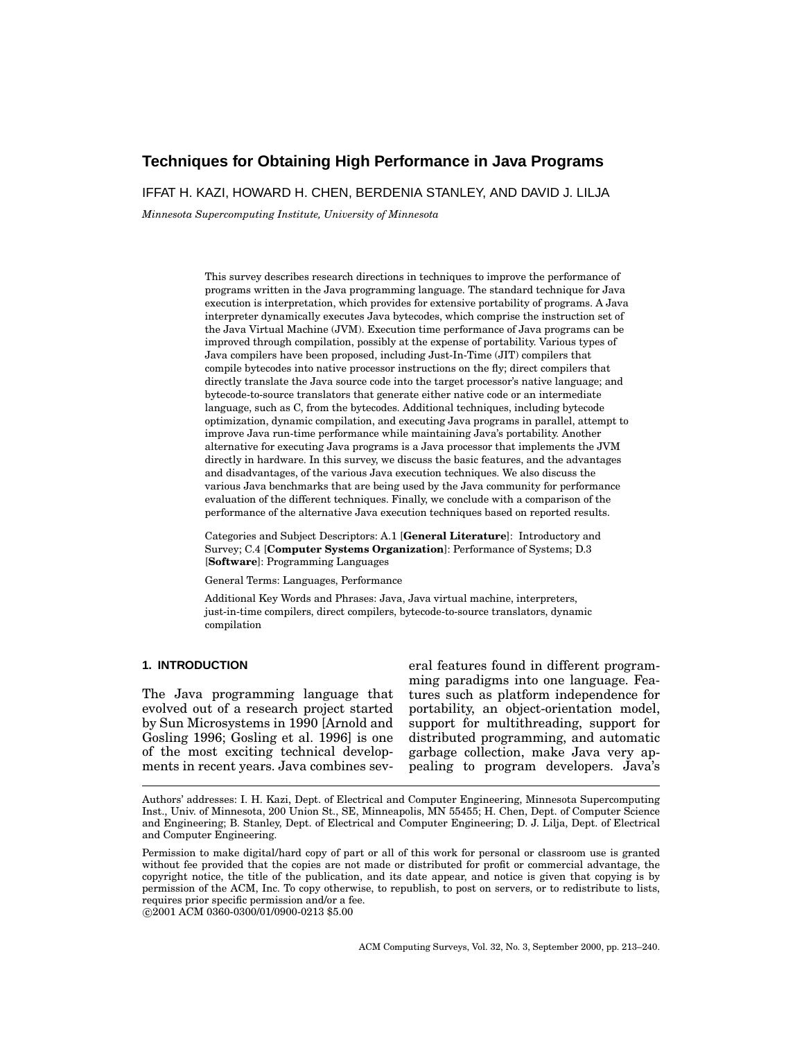# Techniques for Obtaining High Performance in Java Programs

IFFAT H. KAZI, HOWARD H. CHEN, BERDENIA STANLEY, AND DAVID J. LILJA

*Minnesota Supercomputing Institute, University of Minnesota*

This survey describes research directions in techniques to improve the performance of programs written in the Java programming language. The standard technique for Java execution is interpretation, which provides for extensive portability of programs. A Java interpreter dynamically executes Java bytecodes, which comprise the instruction set of the Java Virtual Machine (JVM). Execution time performance of Java programs can be improved through compilation, possibly at the expense of portability. Various types of Java compilers have been proposed, including Just-In-Time (JIT) compilers that compile bytecodes into native processor instructions on the fly; direct compilers that directly translate the Java source code into the target processor's native language; and bytecode-to-source translators that generate either native code or an intermediate language, such as C, from the bytecodes. Additional techniques, including bytecode optimization, dynamic compilation, and executing Java programs in parallel, attempt to improve Java run-time performance while maintaining Java's portability. Another alternative for executing Java programs is a Java processor that implements the JVM directly in hardware. In this survey, we discuss the basic features, and the advantages and disadvantages, of the various Java execution techniques. We also discuss the various Java benchmarks that are being used by the Java community for performance evaluation of the different techniques. Finally, we conclude with a comparison of the performance of the alternative Java execution techniques based on reported results.

Categories and Subject Descriptors: A.1 [**General Literature**]: Introductory and Survey; C.4 [**Computer Systems Organization**]: Performance of Systems; D.3 [**Software**]: Programming Languages

General Terms: Languages, Performance

Additional Key Words and Phrases: Java, Java virtual machine, interpreters, just-in-time compilers, direct compilers, bytecode-to-source translators, dynamic compilation

## 1. INTRODUCTION

The Java programming language that evolved out of a research project started by Sun Microsystems in 1990 [Arnold and Gosling 1996; Gosling et al. 1996] is one of the most exciting technical developments in recent years. Java combines several features found in different programming paradigms into one language. Features such as platform independence for portability, an object-orientation model, support for multithreading, support for distributed programming, and automatic garbage collection, make Java very appealing to program developers. Java's

Authors' addresses: I. H. Kazi, Dept. of Electrical and Computer Engineering, Minnesota Supercomputing Inst., Univ. of Minnesota, 200 Union St., SE, Minneapolis, MN 55455; H. Chen, Dept. of Computer Science and Engineering; B. Stanley, Dept. of Electrical and Computer Engineering; D. J. Lilja, Dept. of Electrical and Computer Engineering.

Permission to make digital/hard copy of part or all of this work for personal or classroom use is granted without fee provided that the copies are not made or distributed for profit or commercial advantage, the copyright notice, the title of the publication, and its date appear, and notice is given that copying is by permission of the ACM, Inc. To copy otherwise, to republish, to post on servers, or to redistribute to lists, requires prior specific permission and/or a fee.
©2001 ACM 0360-0300/01/0900-0213 $5.00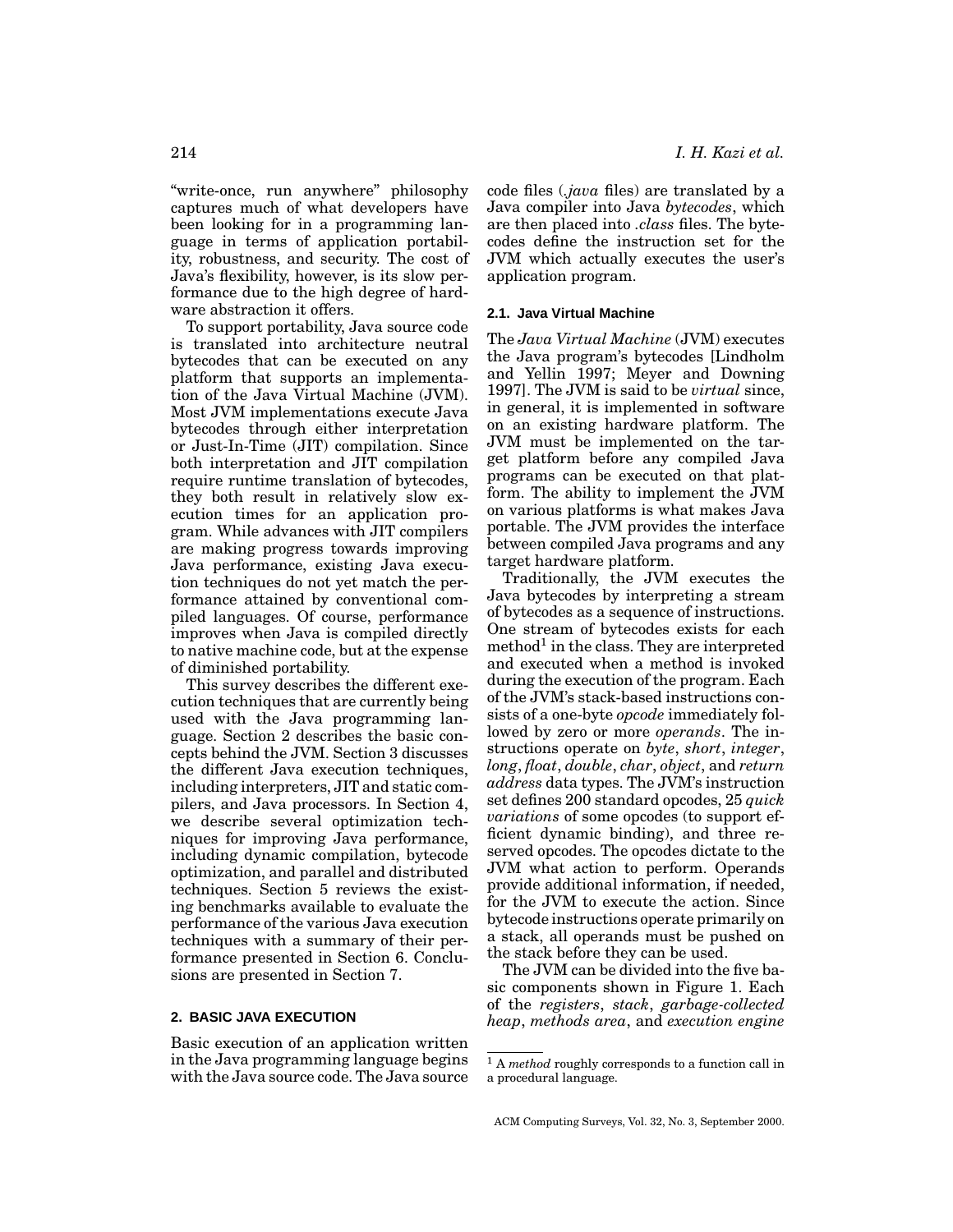"write-once, run anywhere" philosophy captures much of what developers have been looking for in a programming language in terms of application portability, robustness, and security. The cost of Java's flexibility, however, is its slow performance due to the high degree of hardware abstraction it offers.

To support portability, Java source code is translated into architecture neutral bytecodes that can be executed on any platform that supports an implementation of the Java Virtual Machine (JVM). Most JVM implementations execute Java bytecodes through either interpretation or Just-In-Time (JIT) compilation. Since both interpretation and JIT compilation require runtime translation of bytecodes, they both result in relatively slow execution times for an application program. While advances with JIT compilers are making progress towards improving Java performance, existing Java execution techniques do not yet match the performance attained by conventional compiled languages. Of course, performance improves when Java is compiled directly to native machine code, but at the expense of diminished portability.

This survey describes the different execution techniques that are currently being used with the Java programming language. Section 2 describes the basic concepts behind the JVM. Section 3 discusses the different Java execution techniques, including interpreters, JIT and static compilers, and Java processors. In Section 4, we describe several optimization techniques for improving Java performance, including dynamic compilation, bytecode optimization, and parallel and distributed techniques. Section 5 reviews the existing benchmarks available to evaluate the performance of the various Java execution techniques with a summary of their performance presented in Section 6. Conclusions are presented in Section 7.

## 2. BASIC JAVA EXECUTION

Basic execution of an application written in the Java programming language begins with the Java source code. The Java source code files (*.java* files) are translated by a Java compiler into Java *bytecodes*, which are then placed into *.class* files. The bytecodes define the instruction set for the JVM which actually executes the user's application program.

### 2.1. Java Virtual Machine

The *Java Virtual Machine* (JVM) executes the Java program's bytecodes [Lindholm and Yellin 1997; Meyer and Downing 1997]. The JVM is said to be *virtual* since, in general, it is implemented in software on an existing hardware platform. The JVM must be implemented on the target platform before any compiled Java programs can be executed on that platform. The ability to implement the JVM on various platforms is what makes Java portable. The JVM provides the interface between compiled Java programs and any target hardware platform.

Traditionally, the JVM executes the Java bytecodes by interpreting a stream of bytecodes as a sequence of instructions. One stream of bytecodes exists for each method[1] in the class. They are interpreted and executed when a method is invoked during the execution of the program. Each of the JVM's stack-based instructions consists of a one-byte *opcode* immediately followed by zero or more *operands*. The instructions operate on *byte*, *short*, *integer*, *long*, *float*, *double*, *char*, *object*, and *return address* data types. The JVM's instruction set defines 200 standard opcodes, 25 *quick variations* of some opcodes (to support efficient dynamic binding), and three reserved opcodes. The opcodes dictate to the JVM what action to perform. Operands provide additional information, if needed, for the JVM to execute the action. Since bytecode instructions operate primarily on a stack, all operands must be pushed on the stack before they can be used.

The JVM can be divided into the five basic components shown in Figure 1. Each of the *registers*, *stack*, *garbage-collected heap*, *methods area*, and *execution engine*

[1] A *method* roughly corresponds to a function call in a procedural language.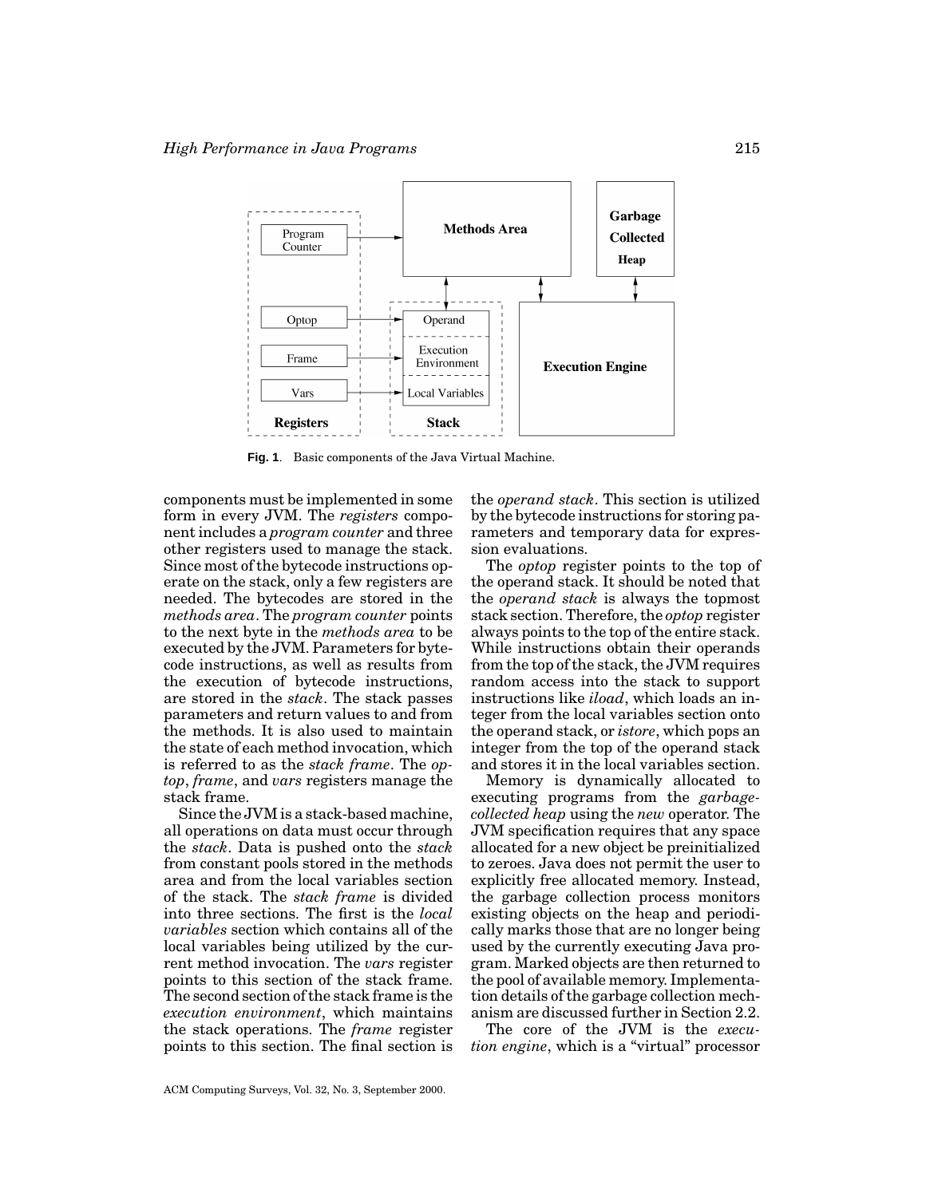Program Counter

Methods Area

Garbage Collected Heap

Optop

Frame

Vars

Registers

Operand

Execution Environment

Local Variables

Stack

Execution Engine

**Fig. 1**. Basic components of the Java Virtual Machine.

components must be implemented in some form in every JVM. The *registers* component includes a *program counter* and three other registers used to manage the stack. Since most of the bytecode instructions operate on the stack, only a few registers are needed. The bytecodes are stored in the *methods area*. The *program counter* points to the next byte in the *methods area* to be executed by the JVM. Parameters for bytecode instructions, as well as results from the execution of bytecode instructions, are stored in the *stack*. The stack passes parameters and return values to and from the methods. It is also used to maintain the state of each method invocation, which is referred to as the *stack frame*. The *optop*, *frame*, and *vars* registers manage the stack frame.

Since the JVM is a stack-based machine, all operations on data must occur through the *stack*. Data is pushed onto the *stack* from constant pools stored in the methods area and from the local variables section of the stack. The *stack frame* is divided into three sections. The first is the *local variables* section which contains all of the local variables being utilized by the current method invocation. The *vars* register points to this section of the stack frame. The second section of the stack frame is the *execution environment*, which maintains the stack operations. The *frame* register points to this section. The final section is the *operand stack*. This section is utilized by the bytecode instructions for storing parameters and temporary data for expression evaluations.

The *optop* register points to the top of the operand stack. It should be noted that the *operand stack* is always the topmost stack section. Therefore, the *optop* register always points to the top of the entire stack. While instructions obtain their operands from the top of the stack, the JVM requires random access into the stack to support instructions like *iload*, which loads an integer from the local variables section onto the operand stack, or *istore*, which pops an integer from the top of the operand stack and stores it in the local variables section.

Memory is dynamically allocated to executing programs from the *garbage-collected heap* using the *new* operator. The JVM specification requires that any space allocated for a new object be preinitialized to zeroes. Java does not permit the user to explicitly free allocated memory. Instead, the garbage collection process monitors existing objects on the heap and periodically marks those that are no longer being used by the currently executing Java program. Marked objects are then returned to the pool of available memory. Implementation details of the garbage collection mechanism are discussed further in Section 2.2.

The core of the JVM is the *execution engine*, which is a "virtual" processor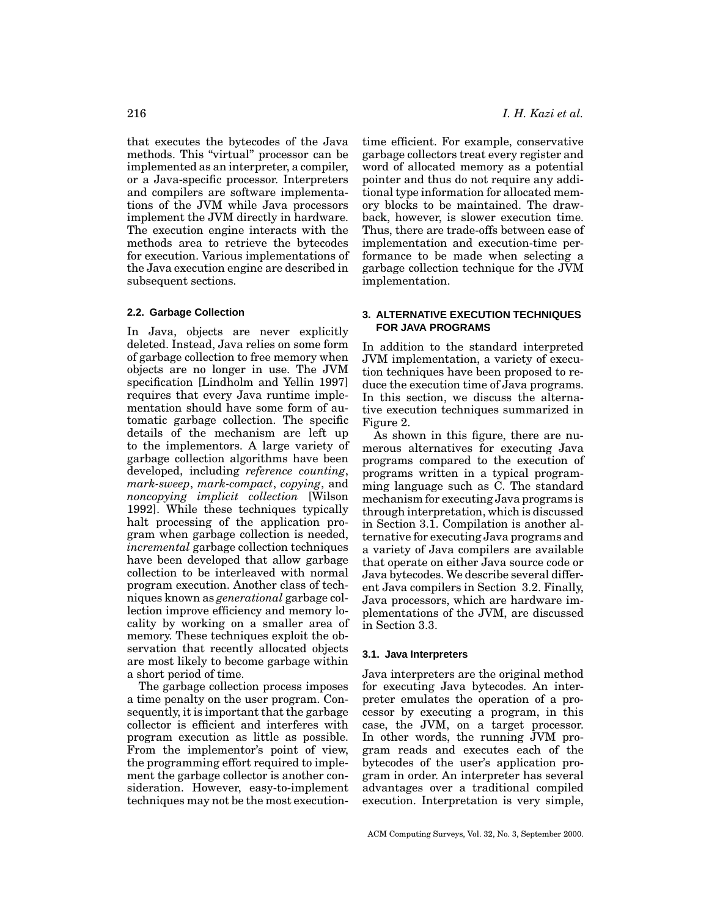that executes the bytecodes of the Java methods. This "virtual" processor can be implemented as an interpreter, a compiler, or a Java-specific processor. Interpreters and compilers are software implementations of the JVM while Java processors implement the JVM directly in hardware. The execution engine interacts with the methods area to retrieve the bytecodes for execution. Various implementations of the Java execution engine are described in subsequent sections.

### 2.2. Garbage Collection

In Java, objects are never explicitly deleted. Instead, Java relies on some form of garbage collection to free memory when objects are no longer in use. The JVM specification [Lindholm and Yellin 1997] requires that every Java runtime implementation should have some form of automatic garbage collection. The specific details of the mechanism are left up to the implementors. A large variety of garbage collection algorithms have been developed, including *reference counting*, *mark-sweep*, *mark-compact*, *copying*, and *noncopying implicit collection* [Wilson 1992]. While these techniques typically halt processing of the application program when garbage collection is needed, *incremental* garbage collection techniques have been developed that allow garbage collection to be interleaved with normal program execution. Another class of techniques known as *generational* garbage collection improve efficiency and memory locality by working on a smaller area of memory. These techniques exploit the observation that recently allocated objects are most likely to become garbage within a short period of time.

The garbage collection process imposes a time penalty on the user program. Consequently, it is important that the garbage collector is efficient and interferes with program execution as little as possible. From the implementor's point of view, the programming effort required to implement the garbage collector is another consideration. However, easy-to-implement techniques may not be the most execution-time efficient. For example, conservative garbage collectors treat every register and word of allocated memory as a potential pointer and thus do not require any additional type information for allocated memory blocks to be maintained. The drawback, however, is slower execution time. Thus, there are trade-offs between ease of implementation and execution-time performance to be made when selecting a garbage collection technique for the JVM implementation.

## 3. ALTERNATIVE EXECUTION TECHNIQUES FOR JAVA PROGRAMS

In addition to the standard interpreted JVM implementation, a variety of execution techniques have been proposed to reduce the execution time of Java programs. In this section, we discuss the alternative execution techniques summarized in Figure 2.

As shown in this figure, there are numerous alternatives for executing Java programs compared to the execution of programs written in a typical programming language such as C. The standard mechanism for executing Java programs is through interpretation, which is discussed in Section 3.1. Compilation is another alternative for executing Java programs and a variety of Java compilers are available that operate on either Java source code or Java bytecodes. We describe several different Java compilers in Section 3.2. Finally, Java processors, which are hardware implementations of the JVM, are discussed in Section 3.3.

### 3.1. Java Interpreters

Java interpreters are the original method for executing Java bytecodes. An interpreter emulates the operation of a processor by executing a program, in this case, the JVM, on a target processor. In other words, the running JVM program reads and executes each of the bytecodes of the user's application program in order. An interpreter has several advantages over a traditional compiled execution. Interpretation is very simple,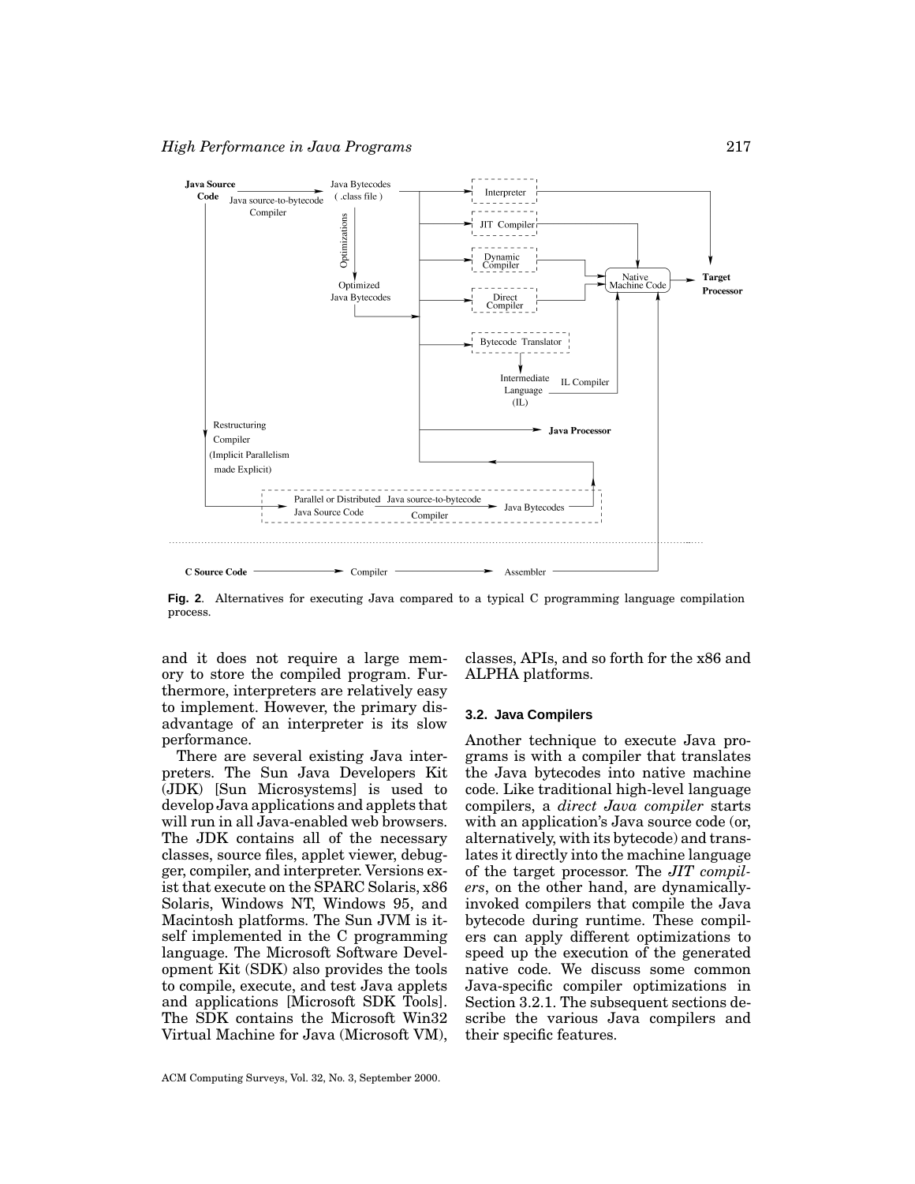**Fig. 2**. Alternatives for executing Java compared to a typical C programming language compilation process.

and it does not require a large memory to store the compiled program. Furthermore, interpreters are relatively easy to implement. However, the primary disadvantage of an interpreter is its slow performance.

There are several existing Java interpreters. The Sun Java Developers Kit (JDK) [Sun Microsystems] is used to develop Java applications and applets that will run in all Java-enabled web browsers. The JDK contains all of the necessary classes, source files, applet viewer, debugger, compiler, and interpreter. Versions exist that execute on the SPARC Solaris, x86 Solaris, Windows NT, Windows 95, and Macintosh platforms. The Sun JVM is itself implemented in the C programming language. The Microsoft Software Development Kit (SDK) also provides the tools to compile, execute, and test Java applets and applications [Microsoft SDK Tools]. The SDK contains the Microsoft Win32 Virtual Machine for Java (Microsoft VM), classes, APIs, and so forth for the x86 and ALPHA platforms.

### 3.2. Java Compilers

Another technique to execute Java programs is with a compiler that translates the Java bytecodes into native machine code. Like traditional high-level language compilers, a *direct Java compiler* starts with an application's Java source code (or, alternatively, with its bytecode) and translates it directly into the machine language of the target processor. The *JIT compilers*, on the other hand, are dynamically-invoked compilers that compile the Java bytecode during runtime. These compilers can apply different optimizations to speed up the execution of the generated native code. We discuss some common Java-specific compiler optimizations in Section 3.2.1. The subsequent sections describe the various Java compilers and their specific features.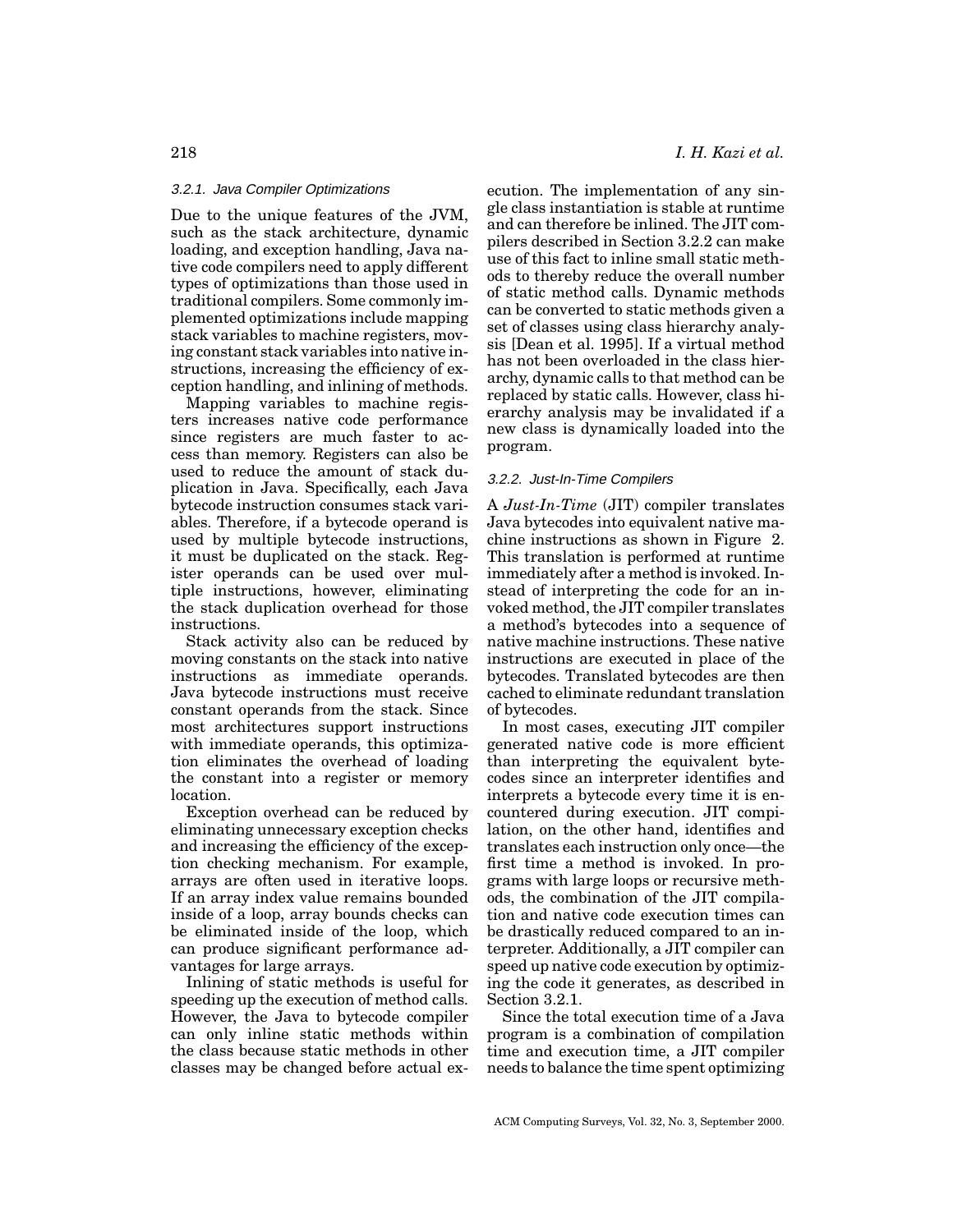### 3.2.1. Java Compiler Optimizations

Due to the unique features of the JVM, such as the stack architecture, dynamic loading, and exception handling, Java native code compilers need to apply different types of optimizations than those used in traditional compilers. Some commonly implemented optimizations include mapping stack variables to machine registers, moving constant stack variables into native instructions, increasing the efficiency of exception handling, and inlining of methods.

Mapping variables to machine registers increases native code performance since registers are much faster to access than memory. Registers can also be used to reduce the amount of stack duplication in Java. Specifically, each Java bytecode instruction consumes stack variables. Therefore, if a bytecode operand is used by multiple bytecode instructions, it must be duplicated on the stack. Register operands can be used over multiple instructions, however, eliminating the stack duplication overhead for those instructions.

Stack activity also can be reduced by moving constants on the stack into native instructions as immediate operands. Java bytecode instructions must receive constant operands from the stack. Since most architectures support instructions with immediate operands, this optimization eliminates the overhead of loading the constant into a register or memory location.

Exception overhead can be reduced by eliminating unnecessary exception checks and increasing the efficiency of the exception checking mechanism. For example, arrays are often used in iterative loops. If an array index value remains bounded inside of a loop, array bounds checks can be eliminated inside of the loop, which can produce significant performance advantages for large arrays.

Inlining of static methods is useful for speeding up the execution of method calls. However, the Java to bytecode compiler can only inline static methods within the class because static methods in other classes may be changed before actual execution. The implementation of any single class instantiation is stable at runtime and can therefore be inlined. The JIT compilers described in Section 3.2.2 can make use of this fact to inline small static methods to thereby reduce the overall number of static method calls. Dynamic methods can be converted to static methods given a set of classes using class hierarchy analysis [Dean et al. 1995]. If a virtual method has not been overloaded in the class hierarchy, dynamic calls to that method can be replaced by static calls. However, class hierarchy analysis may be invalidated if a new class is dynamically loaded into the program.

### 3.2.2. Just-In-Time Compilers

A *Just-In-Time* (JIT) compiler translates Java bytecodes into equivalent native machine instructions as shown in Figure 2. This translation is performed at runtime immediately after a method is invoked. Instead of interpreting the code for an invoked method, the JIT compiler translates a method's bytecodes into a sequence of native machine instructions. These native instructions are executed in place of the bytecodes. Translated bytecodes are then cached to eliminate redundant translation of bytecodes.

In most cases, executing JIT compiler generated native code is more efficient than interpreting the equivalent bytecodes since an interpreter identifies and interprets a bytecode every time it is encountered during execution. JIT compilation, on the other hand, identifies and translates each instruction only once—the first time a method is invoked. In programs with large loops or recursive methods, the combination of the JIT compilation and native code execution times can be drastically reduced compared to an interpreter. Additionally, a JIT compiler can speed up native code execution by optimizing the code it generates, as described in Section 3.2.1.

Since the total execution time of a Java program is a combination of compilation time and execution time, a JIT compiler needs to balance the time spent optimizing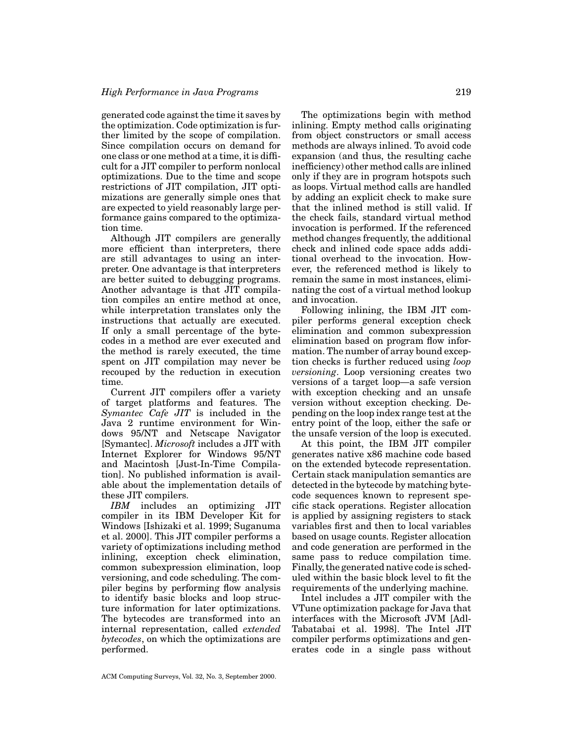generated code against the time it saves by the optimization. Code optimization is further limited by the scope of compilation. Since compilation occurs on demand for one class or one method at a time, it is difficult for a JIT compiler to perform nonlocal optimizations. Due to the time and scope restrictions of JIT compilation, JIT optimizations are generally simple ones that are expected to yield reasonably large performance gains compared to the optimization time.

Although JIT compilers are generally more efficient than interpreters, there are still advantages to using an interpreter. One advantage is that interpreters are better suited to debugging programs. Another advantage is that JIT compilation compiles an entire method at once, while interpretation translates only the instructions that actually are executed. If only a small percentage of the bytecodes in a method are ever executed and the method is rarely executed, the time spent on JIT compilation may never be recouped by the reduction in execution time.

Current JIT compilers offer a variety of target platforms and features. The *Symantec Cafe JIT* is included in the Java 2 runtime environment for Windows 95/NT and Netscape Navigator [Symantec]. *Microsoft* includes a JIT with Internet Explorer for Windows 95/NT and Macintosh [Just-In-Time Compilation]. No published information is available about the implementation details of these JIT compilers.

*IBM* includes an optimizing JIT compiler in its IBM Developer Kit for Windows [Ishizaki et al. 1999; Suganuma et al. 2000]. This JIT compiler performs a variety of optimizations including method inlining, exception check elimination, common subexpression elimination, loop versioning, and code scheduling. The compiler begins by performing flow analysis to identify basic blocks and loop structure information for later optimizations. The bytecodes are transformed into an internal representation, called *extended bytecodes*, on which the optimizations are performed.

The optimizations begin with method inlining. Empty method calls originating from object constructors or small access methods are always inlined. To avoid code expansion (and thus, the resulting cache inefficiency) other method calls are inlined only if they are in program hotspots such as loops. Virtual method calls are handled by adding an explicit check to make sure that the inlined method is still valid. If the check fails, standard virtual method invocation is performed. If the referenced method changes frequently, the additional check and inlined code space adds additional overhead to the invocation. However, the referenced method is likely to remain the same in most instances, eliminating the cost of a virtual method lookup and invocation.

Following inlining, the IBM JIT compiler performs general exception check elimination and common subexpression elimination based on program flow information. The number of array bound exception checks is further reduced using *loop versioning*. Loop versioning creates two versions of a target loop—a safe version with exception checking and an unsafe version without exception checking. Depending on the loop index range test at the entry point of the loop, either the safe or the unsafe version of the loop is executed.

At this point, the IBM JIT compiler generates native x86 machine code based on the extended bytecode representation. Certain stack manipulation semantics are detected in the bytecode by matching bytecode sequences known to represent specific stack operations. Register allocation is applied by assigning registers to stack variables first and then to local variables based on usage counts. Register allocation and code generation are performed in the same pass to reduce compilation time. Finally, the generated native code is scheduled within the basic block level to fit the requirements of the underlying machine.

Intel includes a JIT compiler with the VTune optimization package for Java that interfaces with the Microsoft JVM [Adl-Tabatabai et al. 1998]. The Intel JIT compiler performs optimizations and generates code in a single pass without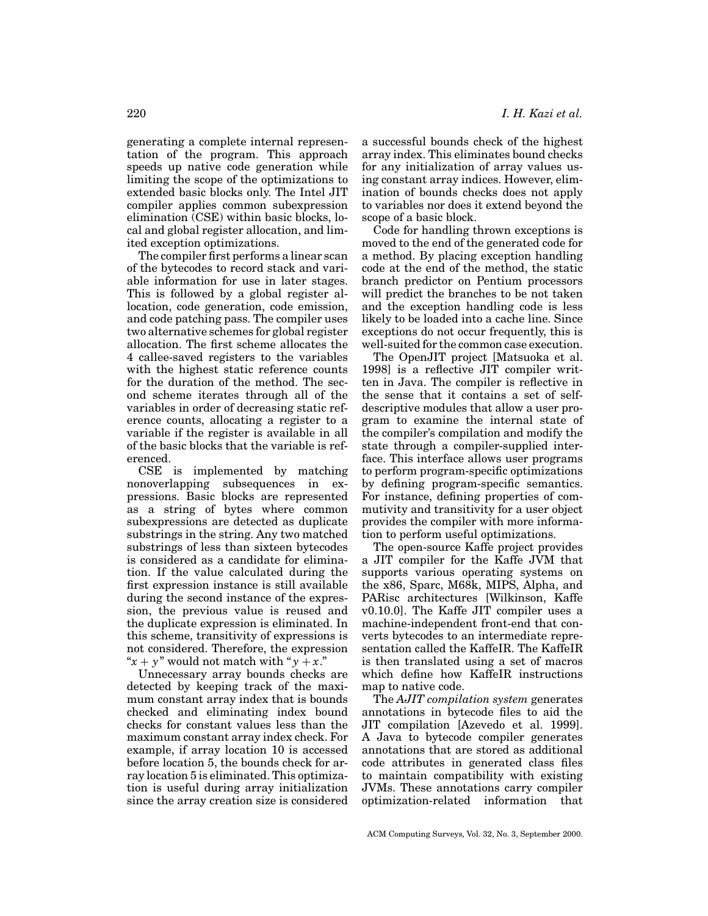generating a complete internal representation of the program. This approach speeds up native code generation while limiting the scope of the optimizations to extended basic blocks only. The Intel JIT compiler applies common subexpression elimination (CSE) within basic blocks, local and global register allocation, and limited exception optimizations.

The compiler first performs a linear scan of the bytecodes to record stack and variable information for use in later stages. This is followed by a global register allocation, code generation, code emission, and code patching pass. The compiler uses two alternative schemes for global register allocation. The first scheme allocates the 4 callee-saved registers to the variables with the highest static reference counts for the duration of the method. The second scheme iterates through all of the variables in order of decreasing static reference counts, allocating a register to a variable if the register is available in all of the basic blocks that the variable is referenced.

CSE is implemented by matching nonoverlapping subsequences in expressions. Basic blocks are represented as a string of bytes where common subexpressions are detected as duplicate substrings in the string. Any two matched substrings of less than sixteen bytecodes is considered as a candidate for elimination. If the value calculated during the first expression instance is still available during the second instance of the expression, the previous value is reused and the duplicate expression is eliminated. In this scheme, transitivity of expressions is not considered. Therefore, the expression "$x + y$" would not match with "$y + x$."

Unnecessary array bounds checks are detected by keeping track of the maximum constant array index that is bounds checked and eliminating index bound checks for constant values less than the maximum constant array index check. For example, if array location 10 is accessed before location 5, the bounds check for array location 5 is eliminated. This optimization is useful during array initialization since the array creation size is considered a successful bounds check of the highest array index. This eliminates bound checks for any initialization of array values using constant array indices. However, elimination of bounds checks does not apply to variables nor does it extend beyond the scope of a basic block.

Code for handling thrown exceptions is moved to the end of the generated code for a method. By placing exception handling code at the end of the method, the static branch predictor on Pentium processors will predict the branches to be not taken and the exception handling code is less likely to be loaded into a cache line. Since exceptions do not occur frequently, this is well-suited for the common case execution.

The OpenJIT project [Matsuoka et al. 1998] is a reflective JIT compiler written in Java. The compiler is reflective in the sense that it contains a set of self-descriptive modules that allow a user program to examine the internal state of the compiler's compilation and modify the state through a compiler-supplied interface. This interface allows user programs to perform program-specific optimizations by defining program-specific semantics. For instance, defining properties of commutivity and transitivity for a user object provides the compiler with more information to perform useful optimizations.

The open-source Kaffe project provides a JIT compiler for the Kaffe JVM that supports various operating systems on the x86, Sparc, M68k, MIPS, Alpha, and PARisc architectures [Wilkinson, Kaffe v0.10.0]. The Kaffe JIT compiler uses a machine-independent front-end that converts bytecodes to an intermediate representation called the KaffeIR. The KaffeIR is then translated using a set of macros which define how KaffeIR instructions map to native code.

The *AJIT compilation system* generates annotations in bytecode files to aid the JIT compilation [Azevedo et al. 1999]. A Java to bytecode compiler generates annotations that are stored as additional code attributes in generated class files to maintain compatibility with existing JVMs. These annotations carry compiler optimization-related information that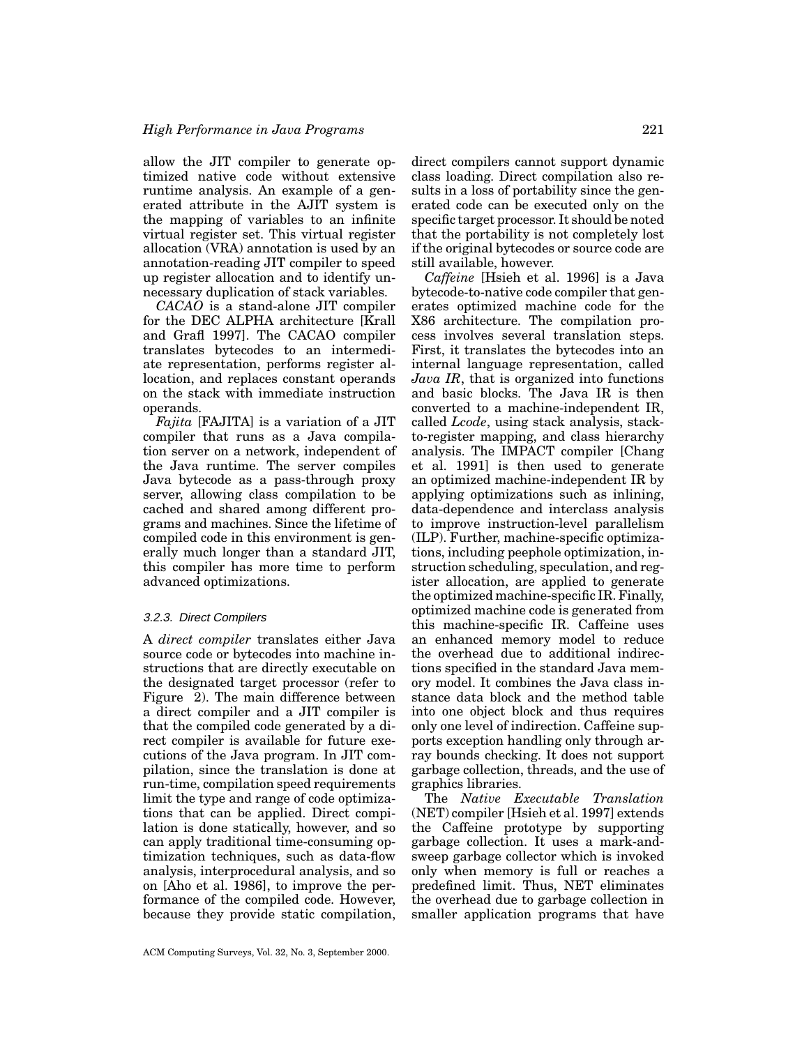allow the JIT compiler to generate optimized native code without extensive runtime analysis. An example of a generated attribute in the AJIT system is the mapping of variables to an infinite virtual register set. This virtual register allocation (VRA) annotation is used by an annotation-reading JIT compiler to speed up register allocation and to identify unnecessary duplication of stack variables.

*CACAO* is a stand-alone JIT compiler for the DEC ALPHA architecture [Krall and Grafl 1997]. The CACAO compiler translates bytecodes to an intermediate representation, performs register allocation, and replaces constant operands on the stack with immediate instruction operands.

*Fajita* [FAJITA] is a variation of a JIT compiler that runs as a Java compilation server on a network, independent of the Java runtime. The server compiles Java bytecode as a pass-through proxy server, allowing class compilation to be cached and shared among different programs and machines. Since the lifetime of compiled code in this environment is generally much longer than a standard JIT, this compiler has more time to perform advanced optimizations.

#### 3.2.3. Direct Compilers

A *direct compiler* translates either Java source code or bytecodes into machine instructions that are directly executable on the designated target processor (refer to Figure 2). The main difference between a direct compiler and a JIT compiler is that the compiled code generated by a direct compiler is available for future executions of the Java program. In JIT compilation, since the translation is done at run-time, compilation speed requirements limit the type and range of code optimizations that can be applied. Direct compilation is done statically, however, and so can apply traditional time-consuming optimization techniques, such as data-flow analysis, interprocedural analysis, and so on [Aho et al. 1986], to improve the performance of the compiled code. However, because they provide static compilation, direct compilers cannot support dynamic class loading. Direct compilation also results in a loss of portability since the generated code can be executed only on the specific target processor. It should be noted that the portability is not completely lost if the original bytecodes or source code are still available, however.

*Caffeine* [Hsieh et al. 1996] is a Java bytecode-to-native code compiler that generates optimized machine code for the X86 architecture. The compilation process involves several translation steps. First, it translates the bytecodes into an internal language representation, called *Java IR*, that is organized into functions and basic blocks. The Java IR is then converted to a machine-independent IR, called *Lcode*, using stack analysis, stack-to-register mapping, and class hierarchy analysis. The IMPACT compiler [Chang et al. 1991] is then used to generate an optimized machine-independent IR by applying optimizations such as inlining, data-dependence and interclass analysis to improve instruction-level parallelism (ILP). Further, machine-specific optimizations, including peephole optimization, instruction scheduling, speculation, and register allocation, are applied to generate the optimized machine-specific IR. Finally, optimized machine code is generated from this machine-specific IR. Caffeine uses an enhanced memory model to reduce the overhead due to additional indirections specified in the standard Java memory model. It combines the Java class instance data block and the method table into one object block and thus requires only one level of indirection. Caffeine supports exception handling only through array bounds checking. It does not support garbage collection, threads, and the use of graphics libraries.

The *Native Executable Translation* (NET) compiler [Hsieh et al. 1997] extends the Caffeine prototype by supporting garbage collection. It uses a mark-and-sweep garbage collector which is invoked only when memory is full or reaches a predefined limit. Thus, NET eliminates the overhead due to garbage collection in smaller application programs that have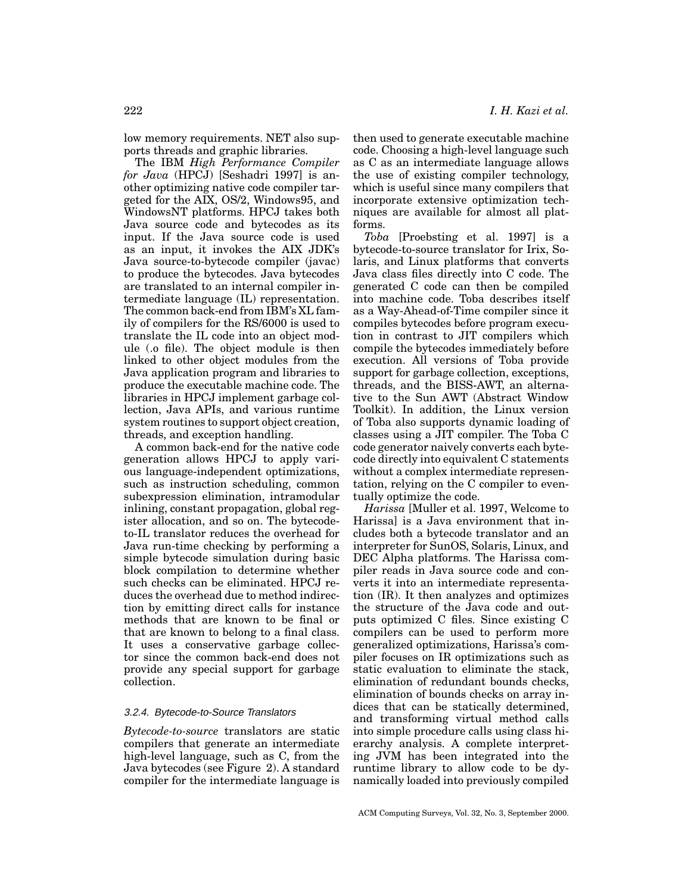low memory requirements. NET also supports threads and graphic libraries.

The IBM *High Performance Compiler for Java* (HPCJ) [Seshadri 1997] is another optimizing native code compiler targeted for the AIX, OS/2, Windows95, and WindowsNT platforms. HPCJ takes both Java source code and bytecodes as its input. If the Java source code is used as an input, it invokes the AIX JDK's Java source-to-bytecode compiler (javac) to produce the bytecodes. Java bytecodes are translated to an internal compiler intermediate language (IL) representation. The common back-end from IBM's XL family of compilers for the RS/6000 is used to translate the IL code into an object module (.o file). The object module is then linked to other object modules from the Java application program and libraries to produce the executable machine code. The libraries in HPCJ implement garbage collection, Java APIs, and various runtime system routines to support object creation, threads, and exception handling.

A common back-end for the native code generation allows HPCJ to apply various language-independent optimizations, such as instruction scheduling, common subexpression elimination, intramodular inlining, constant propagation, global register allocation, and so on. The bytecode-to-IL translator reduces the overhead for Java run-time checking by performing a simple bytecode simulation during basic block compilation to determine whether such checks can be eliminated. HPCJ reduces the overhead due to method indirection by emitting direct calls for instance methods that are known to be final or that are known to belong to a final class. It uses a conservative garbage collector since the common back-end does not provide any special support for garbage collection.

#### 3.2.4. Bytecode-to-Source Translators

*Bytecode-to-source* translators are static compilers that generate an intermediate high-level language, such as C, from the Java bytecodes (see Figure 2). A standard compiler for the intermediate language is then used to generate executable machine code. Choosing a high-level language such as C as an intermediate language allows the use of existing compiler technology, which is useful since many compilers that incorporate extensive optimization techniques are available for almost all platforms.

*Toba* [Proebsting et al. 1997] is a bytecode-to-source translator for Irix, Solaris, and Linux platforms that converts Java class files directly into C code. The generated C code can then be compiled into machine code. Toba describes itself as a Way-Ahead-of-Time compiler since it compiles bytecodes before program execution in contrast to JIT compilers which compile the bytecodes immediately before execution. All versions of Toba provide support for garbage collection, exceptions, threads, and the BISS-AWT, an alternative to the Sun AWT (Abstract Window Toolkit). In addition, the Linux version of Toba also supports dynamic loading of classes using a JIT compiler. The Toba C code generator naively converts each bytecode directly into equivalent C statements without a complex intermediate representation, relying on the C compiler to eventually optimize the code.

*Harissa* [Muller et al. 1997, Welcome to Harissa] is a Java environment that includes both a bytecode translator and an interpreter for SunOS, Solaris, Linux, and DEC Alpha platforms. The Harissa compiler reads in Java source code and converts it into an intermediate representation (IR). It then analyzes and optimizes the structure of the Java code and outputs optimized C files. Since existing C compilers can be used to perform more generalized optimizations, Harissa's compiler focuses on IR optimizations such as static evaluation to eliminate the stack, elimination of redundant bounds checks, elimination of bounds checks on array indices that can be statically determined, and transforming virtual method calls into simple procedure calls using class hierarchy analysis. A complete interpreting JVM has been integrated into the runtime library to allow code to be dynamically loaded into previously compiled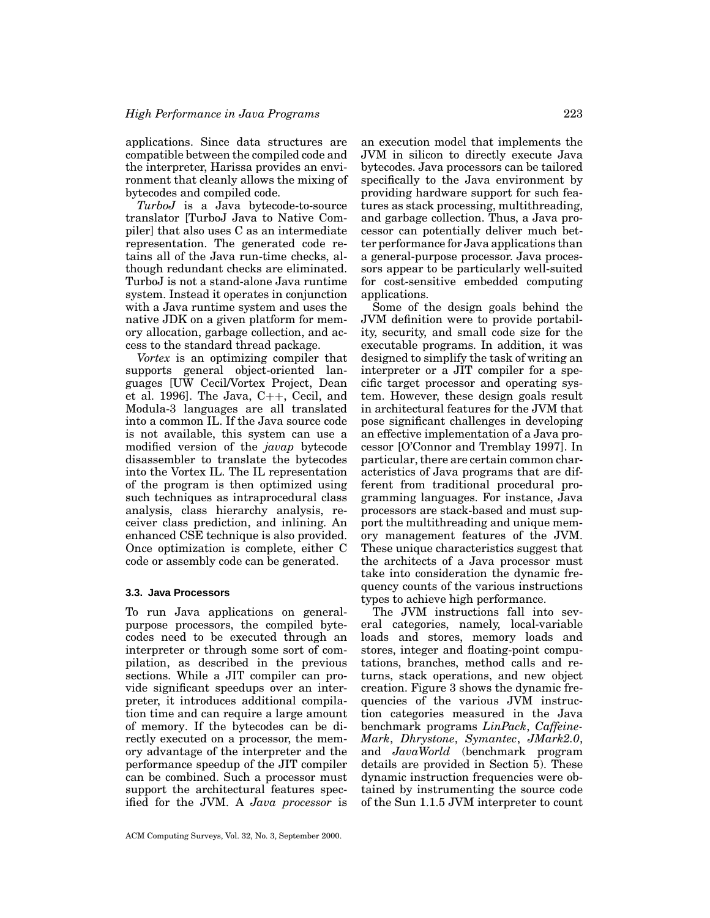applications. Since data structures are compatible between the compiled code and the interpreter, Harissa provides an environment that cleanly allows the mixing of bytecodes and compiled code.

*TurboJ* is a Java bytecode-to-source translator [TurboJ Java to Native Compiler] that also uses C as an intermediate representation. The generated code retains all of the Java run-time checks, although redundant checks are eliminated. TurboJ is not a stand-alone Java runtime system. Instead it operates in conjunction with a Java runtime system and uses the native JDK on a given platform for memory allocation, garbage collection, and access to the standard thread package.

*Vortex* is an optimizing compiler that supports general object-oriented languages [UW Cecil/Vortex Project, Dean et al. 1996]. The Java, C++, Cecil, and Modula-3 languages are all translated into a common IL. If the Java source code is not available, this system can use a modified version of the *javap* bytecode disassembler to translate the bytecodes into the Vortex IL. The IL representation of the program is then optimized using such techniques as intraprocedural class analysis, class hierarchy analysis, receiver class prediction, and inlining. An enhanced CSE technique is also provided. Once optimization is complete, either C code or assembly code can be generated.

### 3.3. Java Processors

To run Java applications on general-purpose processors, the compiled bytecodes need to be executed through an interpreter or through some sort of compilation, as described in the previous sections. While a JIT compiler can provide significant speedups over an interpreter, it introduces additional compilation time and can require a large amount of memory. If the bytecodes can be directly executed on a processor, the memory advantage of the interpreter and the performance speedup of the JIT compiler can be combined. Such a processor must support the architectural features specified for the JVM. A *Java processor* is an execution model that implements the JVM in silicon to directly execute Java bytecodes. Java processors can be tailored specifically to the Java environment by providing hardware support for such features as stack processing, multithreading, and garbage collection. Thus, a Java processor can potentially deliver much better performance for Java applications than a general-purpose processor. Java processors appear to be particularly well-suited for cost-sensitive embedded computing applications.

Some of the design goals behind the JVM definition were to provide portability, security, and small code size for the executable programs. In addition, it was designed to simplify the task of writing an interpreter or a JIT compiler for a specific target processor and operating system. However, these design goals result in architectural features for the JVM that pose significant challenges in developing an effective implementation of a Java processor [O'Connor and Tremblay 1997]. In particular, there are certain common characteristics of Java programs that are different from traditional procedural programming languages. For instance, Java processors are stack-based and must support the multithreading and unique memory management features of the JVM. These unique characteristics suggest that the architects of a Java processor must take into consideration the dynamic frequency counts of the various instructions types to achieve high performance.

The JVM instructions fall into several categories, namely, local-variable loads and stores, memory loads and stores, integer and floating-point computations, branches, method calls and returns, stack operations, and new object creation. Figure 3 shows the dynamic frequencies of the various JVM instruction categories measured in the Java benchmark programs *LinPack*, *CaffeineMark*, *Dhrystone*, *Symantec*, *JMark2.0*, and *JavaWorld* (benchmark program details are provided in Section 5). These dynamic instruction frequencies were obtained by instrumenting the source code of the Sun 1.1.5 JVM interpreter to count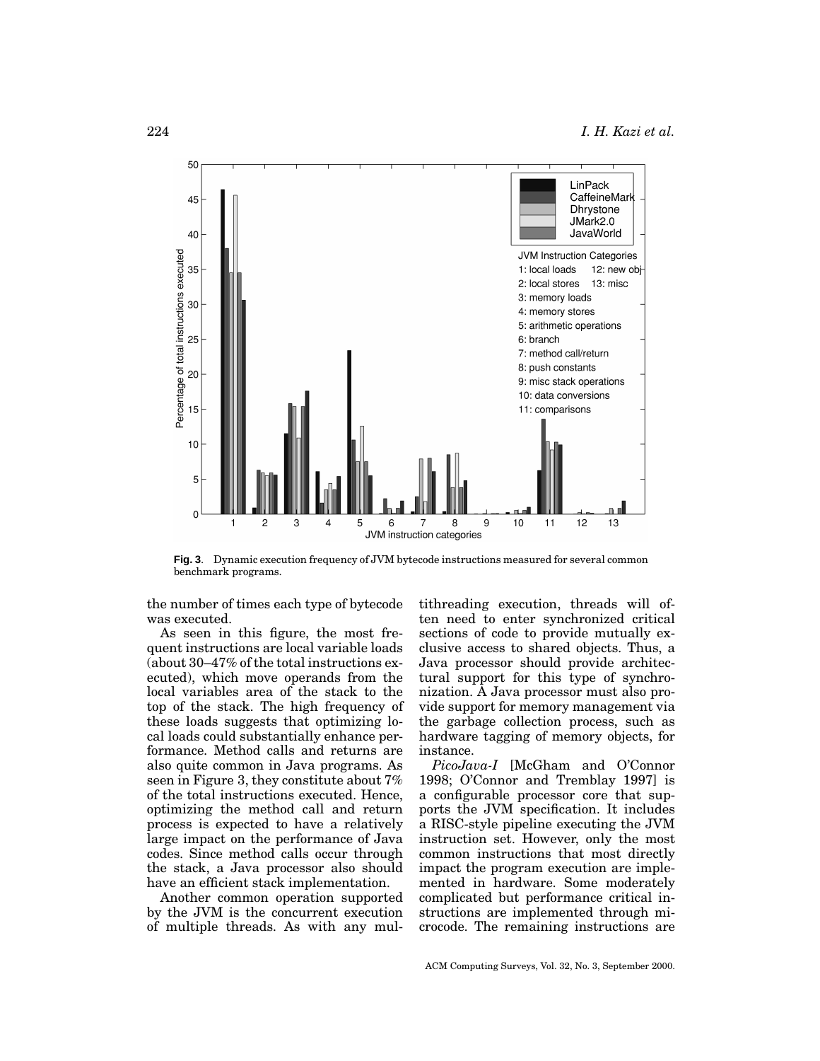50
45
40
35
30
25
20
15
10
5
0

Percentage of total instructions executed

1 2 3 4 5 6 7 8 9 10 11 12 13

JVM instruction categories

LinPack
CaffeineMark
Dhrystone
JMark2.0
JavaWorld

JVM Instruction Categories
1: local loads 12: new obj
2: local stores 13: misc
3: memory loads
4: memory stores
5: arithmetic operations
6: branch
7: method call/return
8: push constants
9: misc stack operations
10: data conversions
11: comparisons

**Fig. 3**. Dynamic execution frequency of JVM bytecode instructions measured for several common benchmark programs.

the number of times each type of bytecode was executed.

As seen in this figure, the most frequent instructions are local variable loads (about 30–47% of the total instructions executed), which move operands from the local variables area of the stack to the top of the stack. The high frequency of these loads suggests that optimizing local loads could substantially enhance performance. Method calls and returns are also quite common in Java programs. As seen in Figure 3, they constitute about 7% of the total instructions executed. Hence, optimizing the method call and return process is expected to have a relatively large impact on the performance of Java codes. Since method calls occur through the stack, a Java processor also should have an efficient stack implementation.

Another common operation supported by the JVM is the concurrent execution of multiple threads. As with any multithreading execution, threads will often need to enter synchronized critical sections of code to provide mutually exclusive access to shared objects. Thus, a Java processor should provide architectural support for this type of synchronization. A Java processor must also provide support for memory management via the garbage collection process, such as hardware tagging of memory objects, for instance.

*PicoJava-I* [McGham and O'Connor 1998; O'Connor and Tremblay 1997] is a configurable processor core that supports the JVM specification. It includes a RISC-style pipeline executing the JVM instruction set. However, only the most common instructions that most directly impact the program execution are implemented in hardware. Some moderately complicated but performance critical instructions are implemented through microcode. The remaining instructions are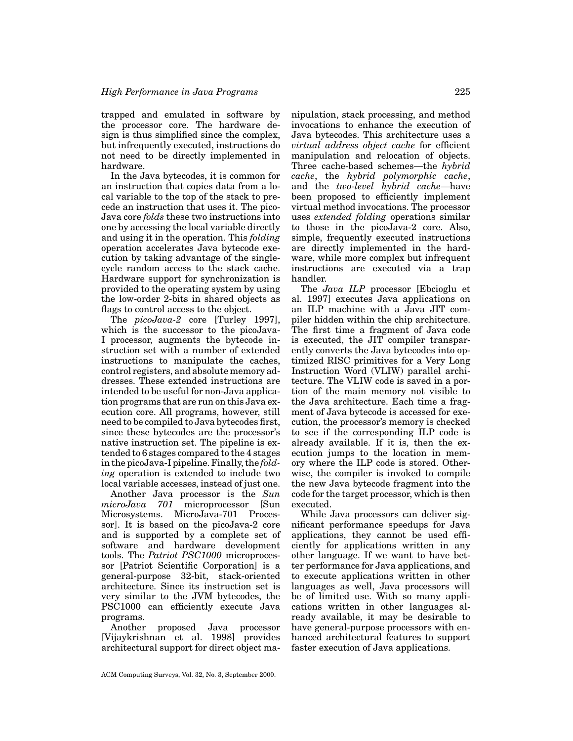trapped and emulated in software by the processor core. The hardware design is thus simplified since the complex, but infrequently executed, instructions do not need to be directly implemented in hardware.

In the Java bytecodes, it is common for an instruction that copies data from a local variable to the top of the stack to precede an instruction that uses it. The picoJava core *folds* these two instructions into one by accessing the local variable directly and using it in the operation. This *folding* operation accelerates Java bytecode execution by taking advantage of the single-cycle random access to the stack cache. Hardware support for synchronization is provided to the operating system by using the low-order 2-bits in shared objects as flags to control access to the object.

The *picoJava-2* core [Turley 1997], which is the successor to the picoJava-I processor, augments the bytecode instruction set with a number of extended instructions to manipulate the caches, control registers, and absolute memory addresses. These extended instructions are intended to be useful for non-Java application programs that are run on this Java execution core. All programs, however, still need to be compiled to Java bytecodes first, since these bytecodes are the processor's native instruction set. The pipeline is extended to 6 stages compared to the 4 stages in the picoJava-I pipeline. Finally, the *folding* operation is extended to include two local variable accesses, instead of just one.

Another Java processor is the *Sun microJava 701* microprocessor [Sun Microsystems. MicroJava-701 Processor]. It is based on the picoJava-2 core and is supported by a complete set of software and hardware development tools. The *Patriot PSC1000* microprocessor [Patriot Scientific Corporation] is a general-purpose 32-bit, stack-oriented architecture. Since its instruction set is very similar to the JVM bytecodes, the PSC1000 can efficiently execute Java programs.

Another proposed Java processor [Vijaykrishnan et al. 1998] provides architectural support for direct object manipulation, stack processing, and method invocations to enhance the execution of Java bytecodes. This architecture uses a *virtual address object cache* for efficient manipulation and relocation of objects. Three cache-based schemes—the *hybrid cache*, the *hybrid polymorphic cache*, and the *two-level hybrid cache*—have been proposed to efficiently implement virtual method invocations. The processor uses *extended folding* operations similar to those in the picoJava-2 core. Also, simple, frequently executed instructions are directly implemented in the hardware, while more complex but infrequent instructions are executed via a trap handler.

The *Java ILP* processor [Ebcioglu et al. 1997] executes Java applications on an ILP machine with a Java JIT compiler hidden within the chip architecture. The first time a fragment of Java code is executed, the JIT compiler transparently converts the Java bytecodes into optimized RISC primitives for a Very Long Instruction Word (VLIW) parallel architecture. The VLIW code is saved in a portion of the main memory not visible to the Java architecture. Each time a fragment of Java bytecode is accessed for execution, the processor's memory is checked to see if the corresponding ILP code is already available. If it is, then the execution jumps to the location in memory where the ILP code is stored. Otherwise, the compiler is invoked to compile the new Java bytecode fragment into the code for the target processor, which is then executed.

While Java processors can deliver significant performance speedups for Java applications, they cannot be used efficiently for applications written in any other language. If we want to have better performance for Java applications, and to execute applications written in other languages as well, Java processors will be of limited use. With so many applications written in other languages already available, it may be desirable to have general-purpose processors with enhanced architectural features to support faster execution of Java applications.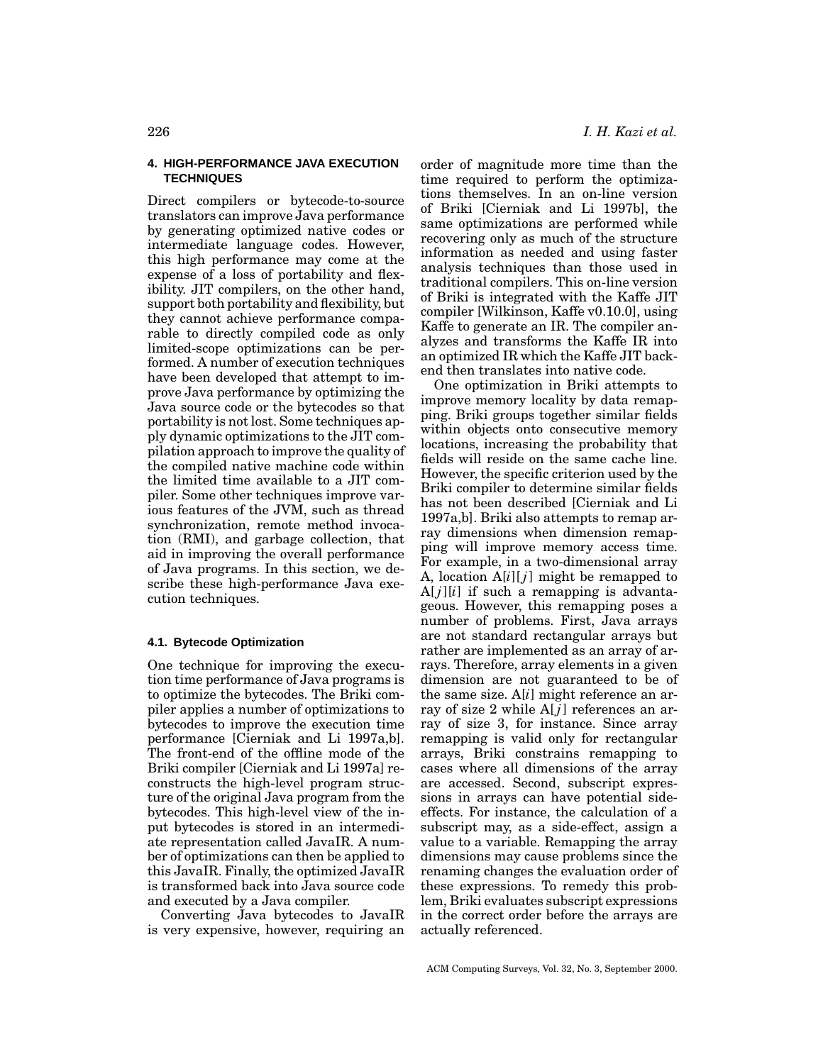## 4. HIGH-PERFORMANCE JAVA EXECUTION TECHNIQUES

Direct compilers or bytecode-to-source translators can improve Java performance by generating optimized native codes or intermediate language codes. However, this high performance may come at the expense of a loss of portability and flexibility. JIT compilers, on the other hand, support both portability and flexibility, but they cannot achieve performance comparable to directly compiled code as only limited-scope optimizations can be performed. A number of execution techniques have been developed that attempt to improve Java performance by optimizing the Java source code or the bytecodes so that portability is not lost. Some techniques apply dynamic optimizations to the JIT compilation approach to improve the quality of the compiled native machine code within the limited time available to a JIT compiler. Some other techniques improve various features of the JVM, such as thread synchronization, remote method invocation (RMI), and garbage collection, that aid in improving the overall performance of Java programs. In this section, we describe these high-performance Java execution techniques.

### 4.1. Bytecode Optimization

One technique for improving the execution time performance of Java programs is to optimize the bytecodes. The Briki compiler applies a number of optimizations to bytecodes to improve the execution time performance [Cierniak and Li 1997a,b]. The front-end of the offline mode of the Briki compiler [Cierniak and Li 1997a] reconstructs the high-level program structure of the original Java program from the bytecodes. This high-level view of the input bytecodes is stored in an intermediate representation called JavaIR. A number of optimizations can then be applied to this JavaIR. Finally, the optimized JavaIR is transformed back into Java source code and executed by a Java compiler.

Converting Java bytecodes to JavaIR is very expensive, however, requiring an order of magnitude more time than the time required to perform the optimizations themselves. In an on-line version of Briki [Cierniak and Li 1997b], the same optimizations are performed while recovering only as much of the structure information as needed and using faster analysis techniques than those used in traditional compilers. This on-line version of Briki is integrated with the Kaffe JIT compiler [Wilkinson, Kaffe v0.10.0], using Kaffe to generate an IR. The compiler analyzes and transforms the Kaffe IR into an optimized IR which the Kaffe JIT backend then translates into native code.

One optimization in Briki attempts to improve memory locality by data remapping. Briki groups together similar fields within objects onto consecutive memory locations, increasing the probability that fields will reside on the same cache line. However, the specific criterion used by the Briki compiler to determine similar fields has not been described [Cierniak and Li 1997a,b]. Briki also attempts to remap array dimensions when dimension remapping will improve memory access time. For example, in a two-dimensional array A, location A[*i*][*j*] might be remapped to A[*j*][*i*] if such a remapping is advantageous. However, this remapping poses a number of problems. First, Java arrays are not standard rectangular arrays but rather are implemented as an array of arrays. Therefore, array elements in a given dimension are not guaranteed to be of the same size. A[*i*] might reference an array of size 2 while A[*j*] references an array of size 3, for instance. Since array remapping is valid only for rectangular arrays, Briki constrains remapping to cases where all dimensions of the array are accessed. Second, subscript expressions in arrays can have potential side-effects. For instance, the calculation of a subscript may, as a side-effect, assign a value to a variable. Remapping the array dimensions may cause problems since the renaming changes the evaluation order of these expressions. To remedy this problem, Briki evaluates subscript expressions in the correct order before the arrays are actually referenced.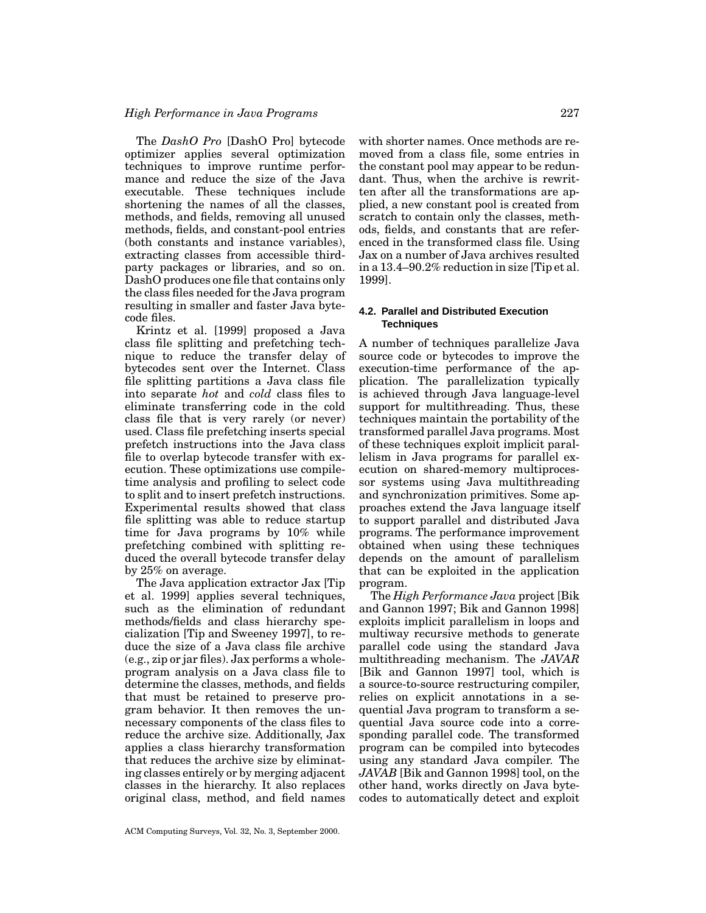The *DashO Pro* [DashO Pro] bytecode optimizer applies several optimization techniques to improve runtime performance and reduce the size of the Java executable. These techniques include shortening the names of all the classes, methods, and fields, removing all unused methods, fields, and constant-pool entries (both constants and instance variables), extracting classes from accessible third-party packages or libraries, and so on. DashO produces one file that contains only the class files needed for the Java program resulting in smaller and faster Java bytecode files.

Krintz et al. [1999] proposed a Java class file splitting and prefetching technique to reduce the transfer delay of bytecodes sent over the Internet. Class file splitting partitions a Java class file into separate *hot* and *cold* class files to eliminate transferring code in the cold class file that is very rarely (or never) used. Class file prefetching inserts special prefetch instructions into the Java class file to overlap bytecode transfer with execution. These optimizations use compile-time analysis and profiling to select code to split and to insert prefetch instructions. Experimental results showed that class file splitting was able to reduce startup time for Java programs by 10% while prefetching combined with splitting reduced the overall bytecode transfer delay by 25% on average.

The Java application extractor Jax [Tip et al. 1999] applies several techniques, such as the elimination of redundant methods/fields and class hierarchy specialization [Tip and Sweeney 1997], to reduce the size of a Java class file archive (e.g., zip or jar files). Jax performs a whole-program analysis on a Java class file to determine the classes, methods, and fields that must be retained to preserve program behavior. It then removes the unnecessary components of the class files to reduce the archive size. Additionally, Jax applies a class hierarchy transformation that reduces the archive size by eliminating classes entirely or by merging adjacent classes in the hierarchy. It also replaces original class, method, and field names with shorter names. Once methods are removed from a class file, some entries in the constant pool may appear to be redundant. Thus, when the archive is rewritten after all the transformations are applied, a new constant pool is created from scratch to contain only the classes, methods, fields, and constants that are referenced in the transformed class file. Using Jax on a number of Java archives resulted in a 13.4–90.2% reduction in size [Tip et al. 1999].

### 4.2. Parallel and Distributed Execution Techniques

A number of techniques parallelize Java source code or bytecodes to improve the execution-time performance of the application. The parallelization typically is achieved through Java language-level support for multithreading. Thus, these techniques maintain the portability of the transformed parallel Java programs. Most of these techniques exploit implicit parallelism in Java programs for parallel execution on shared-memory multiprocessor systems using Java multithreading and synchronization primitives. Some approaches extend the Java language itself to support parallel and distributed Java programs. The performance improvement obtained when using these techniques depends on the amount of parallelism that can be exploited in the application program.

The *High Performance Java* project [Bik and Gannon 1997; Bik and Gannon 1998] exploits implicit parallelism in loops and multiway recursive methods to generate parallel code using the standard Java multithreading mechanism. The *JAVAR* [Bik and Gannon 1997] tool, which is a source-to-source restructuring compiler, relies on explicit annotations in a sequential Java program to transform a sequential Java source code into a corresponding parallel code. The transformed program can be compiled into bytecodes using any standard Java compiler. The *JAVAB* [Bik and Gannon 1998] tool, on the other hand, works directly on Java bytecodes to automatically detect and exploit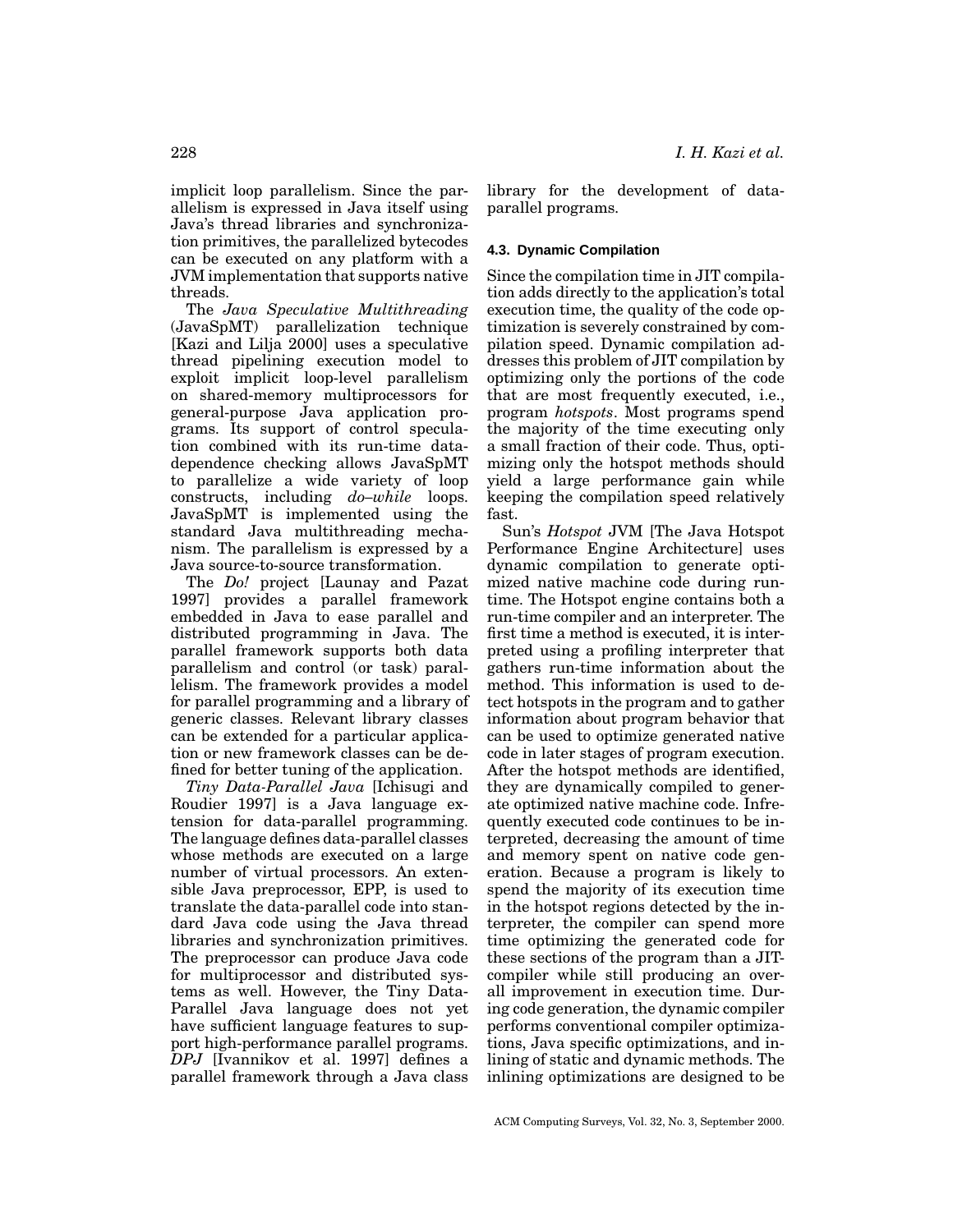implicit loop parallelism. Since the parallelism is expressed in Java itself using Java's thread libraries and synchronization primitives, the parallelized bytecodes can be executed on any platform with a JVM implementation that supports native threads.

The *Java Speculative Multithreading* (JavaSpMT) parallelization technique [Kazi and Lilja 2000] uses a speculative thread pipelining execution model to exploit implicit loop-level parallelism on shared-memory multiprocessors for general-purpose Java application programs. Its support of control speculation combined with its run-time data-dependence checking allows JavaSpMT to parallelize a wide variety of loop constructs, including *do–while* loops. JavaSpMT is implemented using the standard Java multithreading mechanism. The parallelism is expressed by a Java source-to-source transformation.

The *Do!* project [Launay and Pazat 1997] provides a parallel framework embedded in Java to ease parallel and distributed programming in Java. The parallel framework supports both data parallelism and control (or task) parallelism. The framework provides a model for parallel programming and a library of generic classes. Relevant library classes can be extended for a particular application or new framework classes can be defined for better tuning of the application.

*Tiny Data-Parallel Java* [Ichisugi and Roudier 1997] is a Java language extension for data-parallel programming. The language defines data-parallel classes whose methods are executed on a large number of virtual processors. An extensible Java preprocessor, EPP, is used to translate the data-parallel code into standard Java code using the Java thread libraries and synchronization primitives. The preprocessor can produce Java code for multiprocessor and distributed systems as well. However, the Tiny Data-Parallel Java language does not yet have sufficient language features to support high-performance parallel programs. *DPJ* [Ivannikov et al. 1997] defines a parallel framework through a Java class library for the development of data-parallel programs.

### 4.3. Dynamic Compilation

Since the compilation time in JIT compilation adds directly to the application's total execution time, the quality of the code optimization is severely constrained by compilation speed. Dynamic compilation addresses this problem of JIT compilation by optimizing only the portions of the code that are most frequently executed, i.e., program *hotspots*. Most programs spend the majority of the time executing only a small fraction of their code. Thus, optimizing only the hotspot methods should yield a large performance gain while keeping the compilation speed relatively fast.

Sun's *Hotspot* JVM [The Java Hotspot Performance Engine Architecture] uses dynamic compilation to generate optimized native machine code during runtime. The Hotspot engine contains both a run-time compiler and an interpreter. The first time a method is executed, it is interpreted using a profiling interpreter that gathers run-time information about the method. This information is used to detect hotspots in the program and to gather information about program behavior that can be used to optimize generated native code in later stages of program execution. After the hotspot methods are identified, they are dynamically compiled to generate optimized native machine code. Infrequently executed code continues to be interpreted, decreasing the amount of time and memory spent on native code generation. Because a program is likely to spend the majority of its execution time in the hotspot regions detected by the interpreter, the compiler can spend more time optimizing the generated code for these sections of the program than a JIT-compiler while still producing an overall improvement in execution time. During code generation, the dynamic compiler performs conventional compiler optimizations, Java specific optimizations, and inlining of static and dynamic methods. The inlining optimizations are designed to be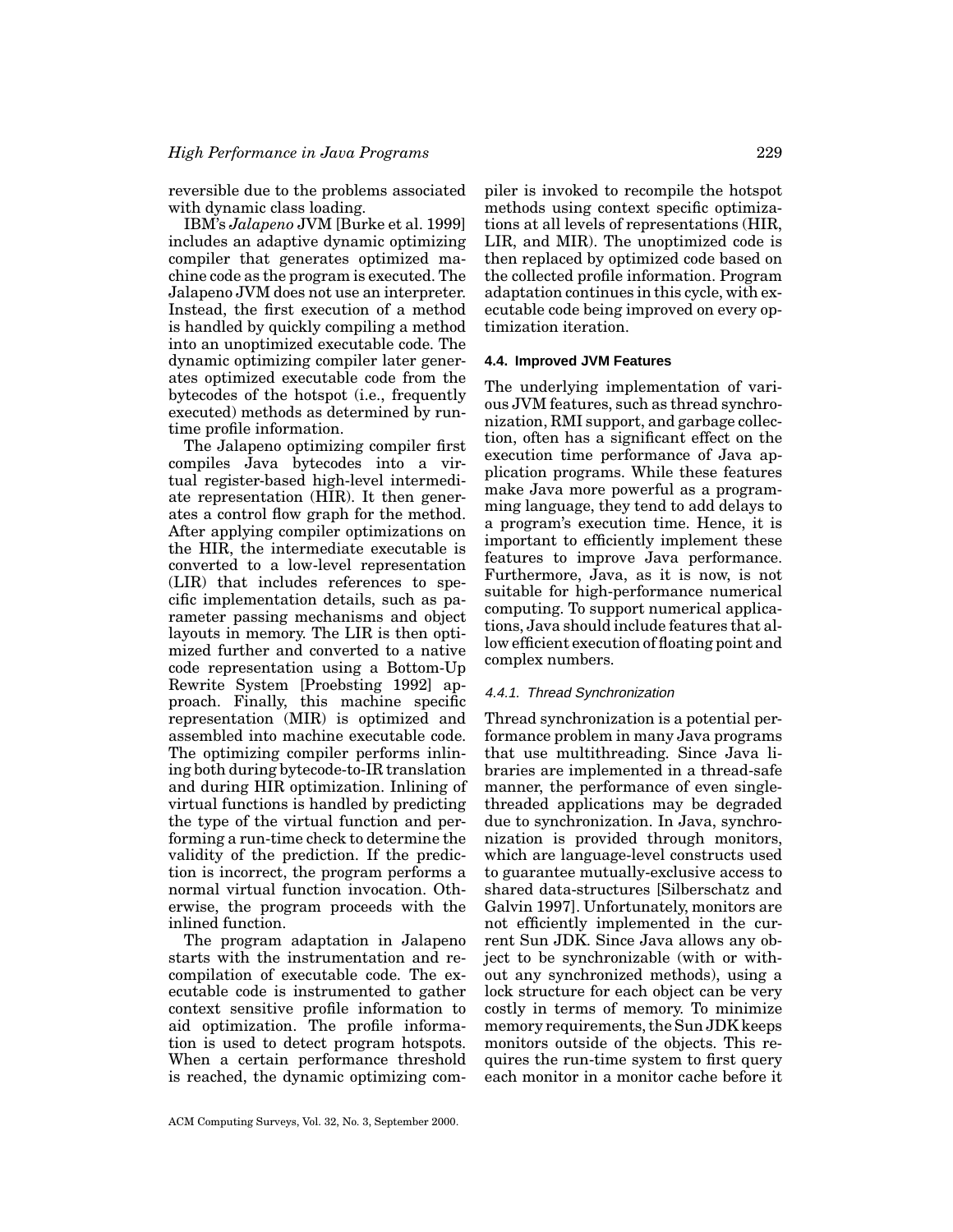reversible due to the problems associated with dynamic class loading.

IBM's *Jalapeno* JVM [Burke et al. 1999] includes an adaptive dynamic optimizing compiler that generates optimized machine code as the program is executed. The Jalapeno JVM does not use an interpreter. Instead, the first execution of a method is handled by quickly compiling a method into an unoptimized executable code. The dynamic optimizing compiler later generates optimized executable code from the bytecodes of the hotspot (i.e., frequently executed) methods as determined by runtime profile information.

The Jalapeno optimizing compiler first compiles Java bytecodes into a virtual register-based high-level intermediate representation (HIR). It then generates a control flow graph for the method. After applying compiler optimizations on the HIR, the intermediate executable is converted to a low-level representation (LIR) that includes references to specific implementation details, such as parameter passing mechanisms and object layouts in memory. The LIR is then optimized further and converted to a native code representation using a Bottom-Up Rewrite System [Proebsting 1992] approach. Finally, this machine specific representation (MIR) is optimized and assembled into machine executable code. The optimizing compiler performs inlining both during bytecode-to-IR translation and during HIR optimization. Inlining of virtual functions is handled by predicting the type of the virtual function and performing a run-time check to determine the validity of the prediction. If the prediction is incorrect, the program performs a normal virtual function invocation. Otherwise, the program proceeds with the inlined function.

The program adaptation in Jalapeno starts with the instrumentation and recompilation of executable code. The executable code is instrumented to gather context sensitive profile information to aid optimization. The profile information is used to detect program hotspots. When a certain performance threshold is reached, the dynamic optimizing compiler is invoked to recompile the hotspot methods using context specific optimizations at all levels of representations (HIR, LIR, and MIR). The unoptimized code is then replaced by optimized code based on the collected profile information. Program adaptation continues in this cycle, with executable code being improved on every optimization iteration.

### 4.4. Improved JVM Features

The underlying implementation of various JVM features, such as thread synchronization, RMI support, and garbage collection, often has a significant effect on the execution time performance of Java application programs. While these features make Java more powerful as a programming language, they tend to add delays to a program's execution time. Hence, it is important to efficiently implement these features to improve Java performance. Furthermore, Java, as it is now, is not suitable for high-performance numerical computing. To support numerical applications, Java should include features that allow efficient execution of floating point and complex numbers.

#### 4.4.1. Thread Synchronization

Thread synchronization is a potential performance problem in many Java programs that use multithreading. Since Java libraries are implemented in a thread-safe manner, the performance of even single-threaded applications may be degraded due to synchronization. In Java, synchronization is provided through monitors, which are language-level constructs used to guarantee mutually-exclusive access to shared data-structures [Silberschatz and Galvin 1997]. Unfortunately, monitors are not efficiently implemented in the current Sun JDK. Since Java allows any object to be synchronizable (with or without any synchronized methods), using a lock structure for each object can be very costly in terms of memory. To minimize memory requirements, the Sun JDK keeps monitors outside of the objects. This requires the run-time system to first query each monitor in a monitor cache before it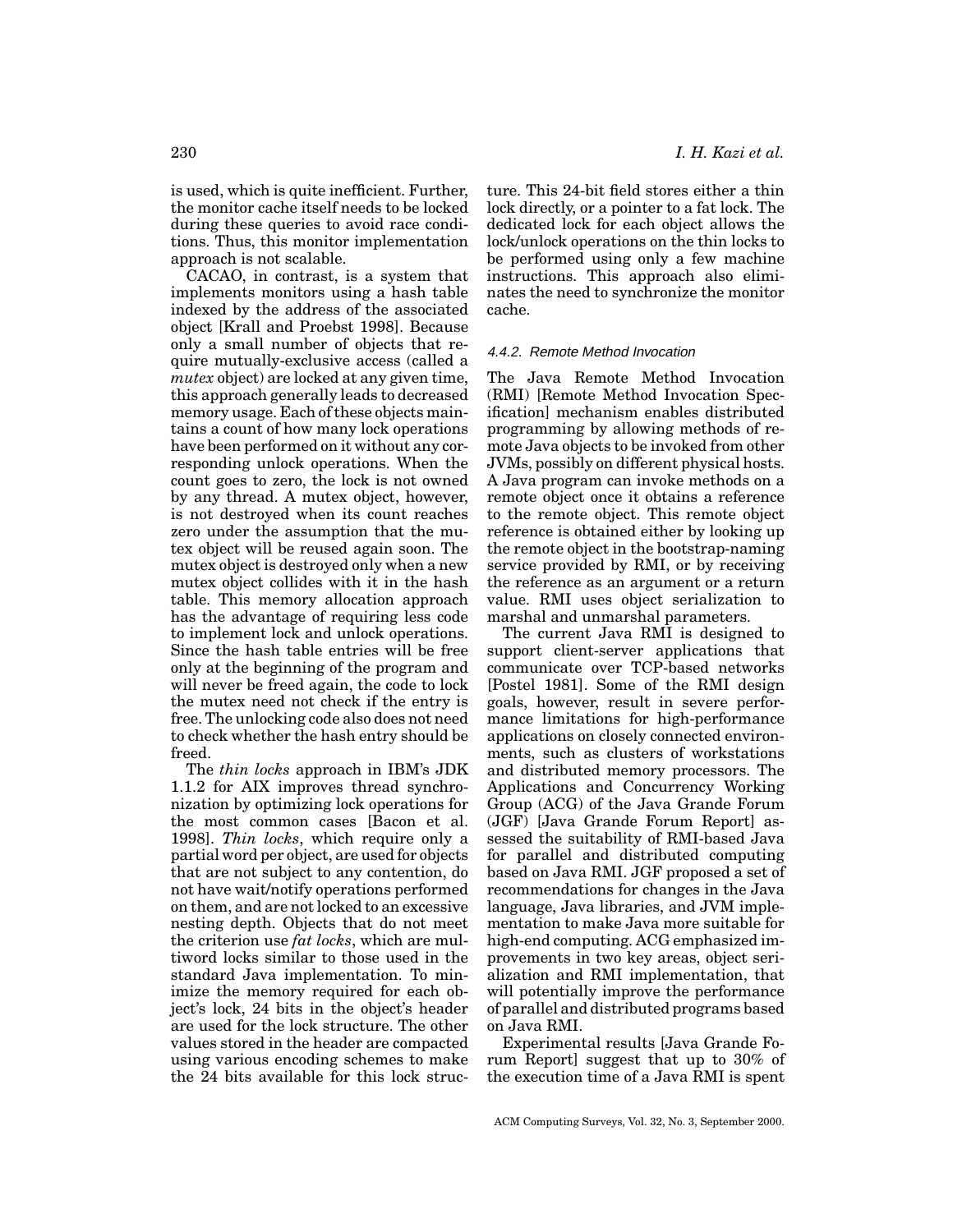is used, which is quite inefficient. Further, the monitor cache itself needs to be locked during these queries to avoid race conditions. Thus, this monitor implementation approach is not scalable.

CACAO, in contrast, is a system that implements monitors using a hash table indexed by the address of the associated object [Krall and Proebst 1998]. Because only a small number of objects that require mutually-exclusive access (called a *mutex* object) are locked at any given time, this approach generally leads to decreased memory usage. Each of these objects maintains a count of how many lock operations have been performed on it without any corresponding unlock operations. When the count goes to zero, the lock is not owned by any thread. A mutex object, however, is not destroyed when its count reaches zero under the assumption that the mutex object will be reused again soon. The mutex object is destroyed only when a new mutex object collides with it in the hash table. This memory allocation approach has the advantage of requiring less code to implement lock and unlock operations. Since the hash table entries will be free only at the beginning of the program and will never be freed again, the code to lock the mutex need not check if the entry is free. The unlocking code also does not need to check whether the hash entry should be freed.

The *thin locks* approach in IBM's JDK 1.1.2 for AIX improves thread synchronization by optimizing lock operations for the most common cases [Bacon et al. 1998]. *Thin locks*, which require only a partial word per object, are used for objects that are not subject to any contention, do not have wait/notify operations performed on them, and are not locked to an excessive nesting depth. Objects that do not meet the criterion use *fat locks*, which are multiword locks similar to those used in the standard Java implementation. To minimize the memory required for each object's lock, 24 bits in the object's header are used for the lock structure. The other values stored in the header are compacted using various encoding schemes to make the 24 bits available for this lock structure. This 24-bit field stores either a thin lock directly, or a pointer to a fat lock. The dedicated lock for each object allows the lock/unlock operations on the thin locks to be performed using only a few machine instructions. This approach also eliminates the need to synchronize the monitor cache.

#### 4.4.2. Remote Method Invocation

The Java Remote Method Invocation (RMI) [Remote Method Invocation Specification] mechanism enables distributed programming by allowing methods of remote Java objects to be invoked from other JVMs, possibly on different physical hosts. A Java program can invoke methods on a remote object once it obtains a reference to the remote object. This remote object reference is obtained either by looking up the remote object in the bootstrap-naming service provided by RMI, or by receiving the reference as an argument or a return value. RMI uses object serialization to marshal and unmarshal parameters.

The current Java RMI is designed to support client-server applications that communicate over TCP-based networks [Postel 1981]. Some of the RMI design goals, however, result in severe performance limitations for high-performance applications on closely connected environments, such as clusters of workstations and distributed memory processors. The Applications and Concurrency Working Group (ACG) of the Java Grande Forum (JGF) [Java Grande Forum Report] assessed the suitability of RMI-based Java for parallel and distributed computing based on Java RMI. JGF proposed a set of recommendations for changes in the Java language, Java libraries, and JVM implementation to make Java more suitable for high-end computing. ACG emphasized improvements in two key areas, object serialization and RMI implementation, that will potentially improve the performance of parallel and distributed programs based on Java RMI.

Experimental results [Java Grande Forum Report] suggest that up to 30% of the execution time of a Java RMI is spent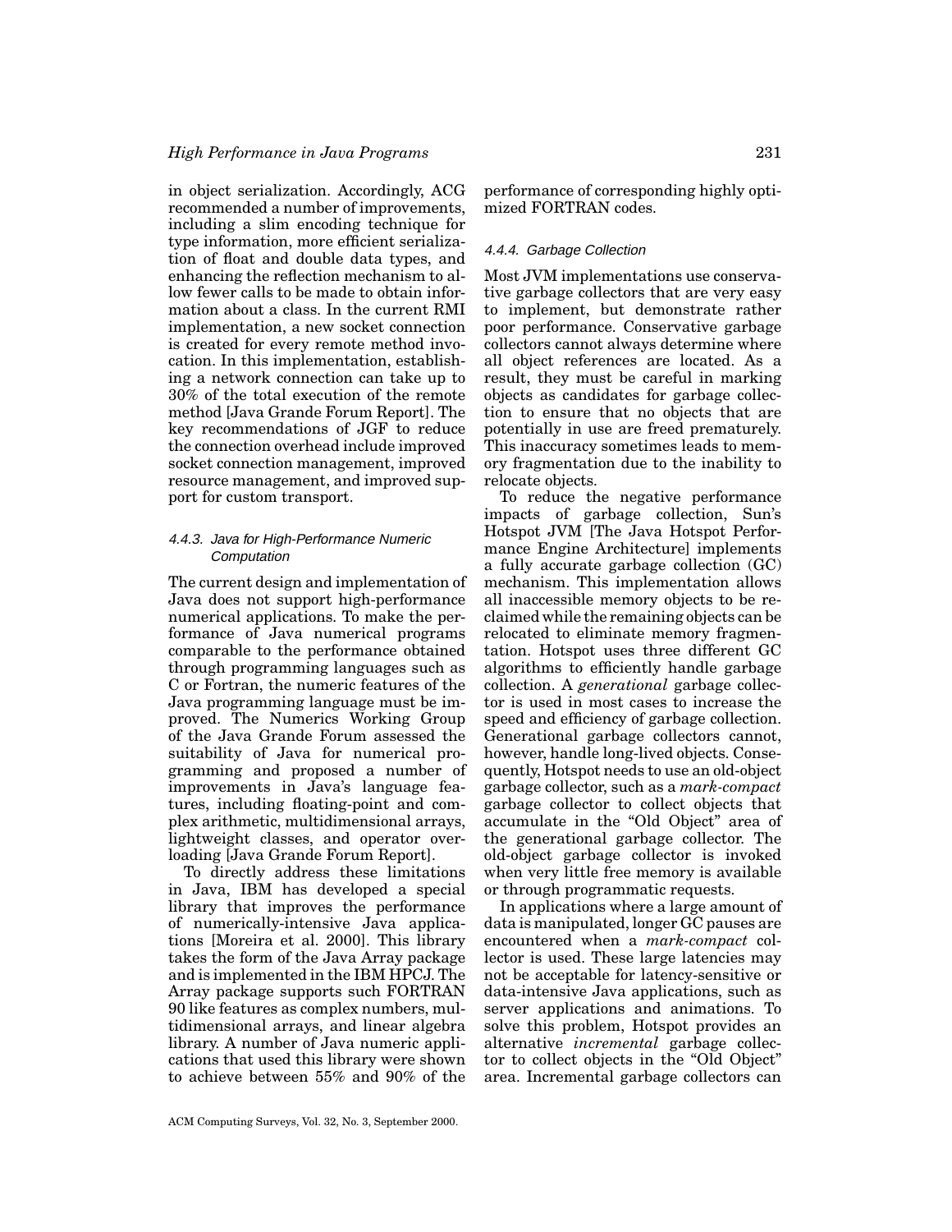in object serialization. Accordingly, ACG recommended a number of improvements, including a slim encoding technique for type information, more efficient serialization of float and double data types, and enhancing the reflection mechanism to allow fewer calls to be made to obtain information about a class. In the current RMI implementation, a new socket connection is created for every remote method invocation. In this implementation, establishing a network connection can take up to 30% of the total execution of the remote method [Java Grande Forum Report]. The key recommendations of JGF to reduce the connection overhead include improved socket connection management, improved resource management, and improved support for custom transport.

#### 4.4.3. Java for High-Performance Numeric Computation

The current design and implementation of Java does not support high-performance numerical applications. To make the performance of Java numerical programs comparable to the performance obtained through programming languages such as C or Fortran, the numeric features of the Java programming language must be improved. The Numerics Working Group of the Java Grande Forum assessed the suitability of Java for numerical programming and proposed a number of improvements in Java's language features, including floating-point and complex arithmetic, multidimensional arrays, lightweight classes, and operator overloading [Java Grande Forum Report].

To directly address these limitations in Java, IBM has developed a special library that improves the performance of numerically-intensive Java applications [Moreira et al. 2000]. This library takes the form of the Java Array package and is implemented in the IBM HPCJ. The Array package supports such FORTRAN 90 like features as complex numbers, multidimensional arrays, and linear algebra library. A number of Java numeric applications that used this library were shown to achieve between 55% and 90% of the performance of corresponding highly optimized FORTRAN codes.

#### 4.4.4. Garbage Collection

Most JVM implementations use conservative garbage collectors that are very easy to implement, but demonstrate rather poor performance. Conservative garbage collectors cannot always determine where all object references are located. As a result, they must be careful in marking objects as candidates for garbage collection to ensure that no objects that are potentially in use are freed prematurely. This inaccuracy sometimes leads to memory fragmentation due to the inability to relocate objects.

To reduce the negative performance impacts of garbage collection, Sun's Hotspot JVM [The Java Hotspot Performance Engine Architecture] implements a fully accurate garbage collection (GC) mechanism. This implementation allows all inaccessible memory objects to be reclaimed while the remaining objects can be relocated to eliminate memory fragmentation. Hotspot uses three different GC algorithms to efficiently handle garbage collection. A *generational* garbage collector is used in most cases to increase the speed and efficiency of garbage collection. Generational garbage collectors cannot, however, handle long-lived objects. Consequently, Hotspot needs to use an old-object garbage collector, such as a *mark-compact* garbage collector to collect objects that accumulate in the "Old Object" area of the generational garbage collector. The old-object garbage collector is invoked when very little free memory is available or through programmatic requests.

In applications where a large amount of data is manipulated, longer GC pauses are encountered when a *mark-compact* collector is used. These large latencies may not be acceptable for latency-sensitive or data-intensive Java applications, such as server applications and animations. To solve this problem, Hotspot provides an alternative *incremental* garbage collector to collect objects in the "Old Object" area. Incremental garbage collectors can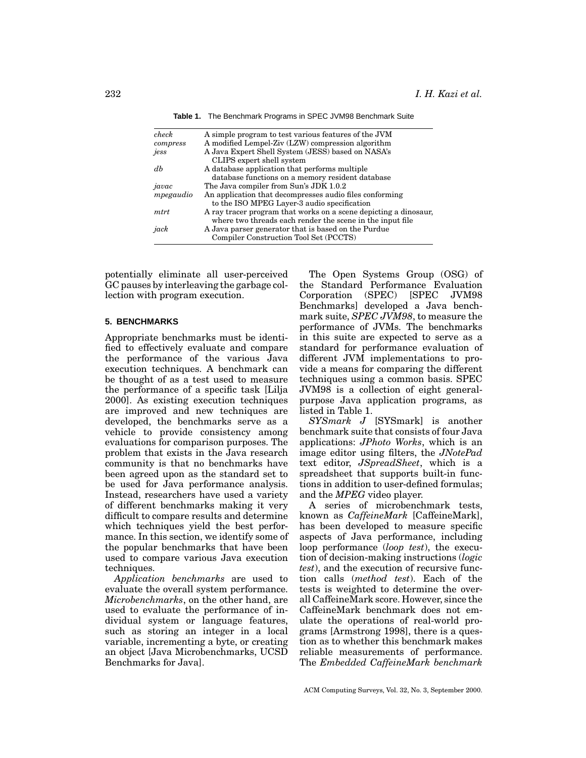**Table 1.** The Benchmark Programs in SPEC JVM98 Benchmark Suite

| | |
|---|---|
| *check* | A simple program to test various features of the JVM |
| *compress* | A modified Lempel-Ziv (LZW) compression algorithm |
| *jess* | A Java Expert Shell System (JESS) based on NASA's CLIPS expert shell system |
| *db* | A database application that performs multiple database functions on a memory resident database |
| *javac* | The Java compiler from Sun's JDK 1.0.2 |
| *mpegaudio* | An application that decompresses audio files conforming to the ISO MPEG Layer-3 audio specification |
| *mtrt* | A ray tracer program that works on a scene depicting a dinosaur, where two threads each render the scene in the input file |
| *jack* | A Java parser generator that is based on the Purdue Compiler Construction Tool Set (PCCTS) |

potentially eliminate all user-perceived GC pauses by interleaving the garbage collection with program execution.

## 5. BENCHMARKS

Appropriate benchmarks must be identified to effectively evaluate and compare the performance of the various Java execution techniques. A benchmark can be thought of as a test used to measure the performance of a specific task [Lilja 2000]. As existing execution techniques are improved and new techniques are developed, the benchmarks serve as a vehicle to provide consistency among evaluations for comparison purposes. The problem that exists in the Java research community is that no benchmarks have been agreed upon as the standard set to be used for Java performance analysis. Instead, researchers have used a variety of different benchmarks making it very difficult to compare results and determine which techniques yield the best performance. In this section, we identify some of the popular benchmarks that have been used to compare various Java execution techniques.

*Application benchmarks* are used to evaluate the overall system performance. *Microbenchmarks*, on the other hand, are used to evaluate the performance of individual system or language features, such as storing an integer in a local variable, incrementing a byte, or creating an object [Java Microbenchmarks, UCSD Benchmarks for Java].

The Open Systems Group (OSG) of the Standard Performance Evaluation Corporation (SPEC) [SPEC JVM98 Benchmarks] developed a Java benchmark suite, *SPEC JVM98*, to measure the performance of JVMs. The benchmarks in this suite are expected to serve as a standard for performance evaluation of different JVM implementations to provide a means for comparing the different techniques using a common basis. SPEC JVM98 is a collection of eight general-purpose Java application programs, as listed in Table 1.

*SYSmark J* [SYSmark] is another benchmark suite that consists of four Java applications: *JPhoto Works*, which is an image editor using filters, the *JNotePad* text editor, *JSpreadSheet*, which is a spreadsheet that supports built-in functions in addition to user-defined formulas; and the *MPEG* video player.

A series of microbenchmark tests, known as *CaffeineMark* [CaffeineMark], has been developed to measure specific aspects of Java performance, including loop performance (*loop test*), the execution of decision-making instructions (*logic test*), and the execution of recursive function calls (*method test*). Each of the tests is weighted to determine the overall CaffeineMark score. However, since the CaffeineMark benchmark does not emulate the operations of real-world programs [Armstrong 1998], there is a question as to whether this benchmark makes reliable measurements of performance. The *Embedded CaffeineMark benchmark*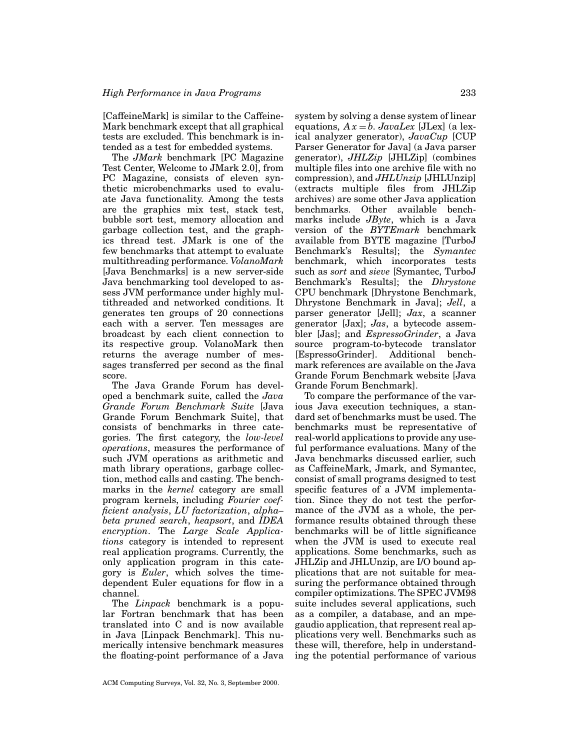[CaffeineMark] is similar to the CaffeineMark benchmark except that all graphical tests are excluded. This benchmark is intended as a test for embedded systems.

The *JMark* benchmark [PC Magazine Test Center, Welcome to JMark 2.0], from PC Magazine, consists of eleven synthetic microbenchmarks used to evaluate Java functionality. Among the tests are the graphics mix test, stack test, bubble sort test, memory allocation and garbage collection test, and the graphics thread test. JMark is one of the few benchmarks that attempt to evaluate multithreading performance. *VolanoMark* [Java Benchmarks] is a new server-side Java benchmarking tool developed to assess JVM performance under highly multithreaded and networked conditions. It generates ten groups of 20 connections each with a server. Ten messages are broadcast by each client connection to its respective group. VolanoMark then returns the average number of messages transferred per second as the final score.

The Java Grande Forum has developed a benchmark suite, called the *Java Grande Forum Benchmark Suite* [Java Grande Forum Benchmark Suite], that consists of benchmarks in three categories. The first category, the *low-level operations*, measures the performance of such JVM operations as arithmetic and math library operations, garbage collection, method calls and casting. The benchmarks in the *kernel* category are small program kernels, including *Fourier coefficient analysis*, *LU factorization*, *alpha–beta pruned search*, *heapsort*, and *IDEA encryption*. The *Large Scale Applications* category is intended to represent real application programs. Currently, the only application program in this category is *Euler*, which solves the time-dependent Euler equations for flow in a channel.

The *Linpack* benchmark is a popular Fortran benchmark that has been translated into C and is now available in Java [Linpack Benchmark]. This numerically intensive benchmark measures the floating-point performance of a Java system by solving a dense system of linear equations, $Ax = b$. *JavaLex* [JLex] (a lexical analyzer generator), *JavaCup* [CUP Parser Generator for Java] (a Java parser generator), *JHLZip* [JHLZip] (combines multiple files into one archive file with no compression), and *JHLUnzip* [JHLUnzip] (extracts multiple files from JHLZip archives) are some other Java application benchmarks. Other available benchmarks include *JByte*, which is a Java version of the *BYTEmark* benchmark available from BYTE magazine [TurboJ Benchmark's Results]; the *Symantec* benchmark, which incorporates tests such as *sort* and *sieve* [Symantec, TurboJ Benchmark's Results]; the *Dhrystone* CPU benchmark [Dhrystone Benchmark, Dhrystone Benchmark in Java]; *Jell*, a parser generator [Jell]; *Jax*, a scanner generator [Jax]; *Jas*, a bytecode assembler [Jas]; and *EspressoGrinder*, a Java source program-to-bytecode translator [EspressoGrinder]. Additional benchmark references are available on the Java Grande Forum Benchmark website [Java Grande Forum Benchmark].

To compare the performance of the various Java execution techniques, a standard set of benchmarks must be used. The benchmarks must be representative of real-world applications to provide any useful performance evaluations. Many of the Java benchmarks discussed earlier, such as CaffeineMark, Jmark, and Symantec, consist of small programs designed to test specific features of a JVM implementation. Since they do not test the performance of the JVM as a whole, the performance results obtained through these benchmarks will be of little significance when the JVM is used to execute real applications. Some benchmarks, such as JHLZip and JHLUnzip, are I/O bound applications that are not suitable for measuring the performance obtained through compiler optimizations. The SPEC JVM98 suite includes several applications, such as a compiler, a database, and an mpegaudio application, that represent real applications very well. Benchmarks such as these will, therefore, help in understanding the potential performance of various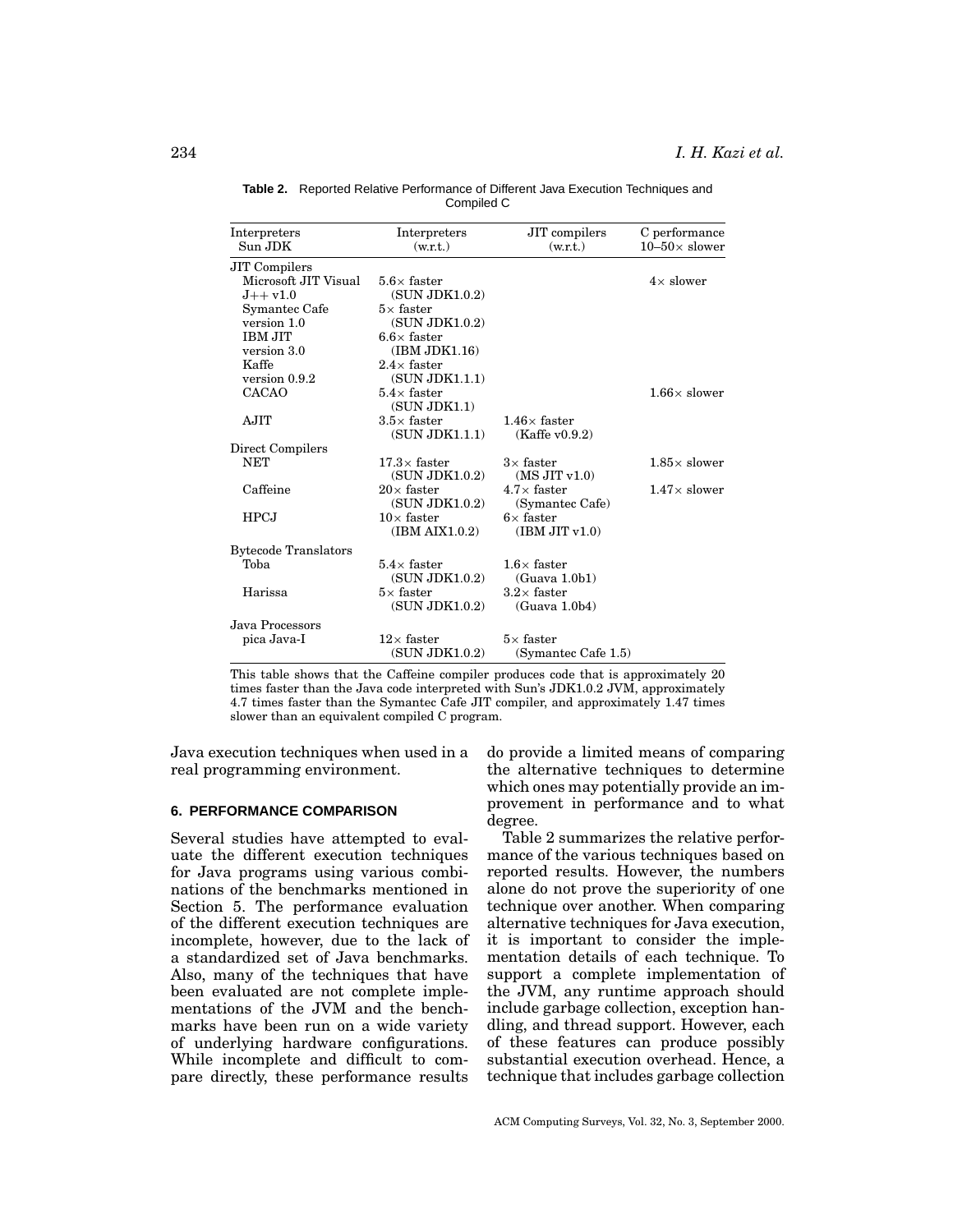**Table 2.** Reported Relative Performance of Different Java Execution Techniques and Compiled C

| Interpreters Sun JDK | Interpreters (w.r.t.) | JIT compilers (w.r.t.) | C performance 10–50× slower |
|---|---|---|---|
| JIT Compilers | | | |
| Microsoft JIT Visual J++ v1.0 | 5.6× faster (SUN JDK1.0.2) | | 4× slower |
| Symantec Cafe version 1.0 | 5× faster (SUN JDK1.0.2) | | |
| IBM JIT version 3.0 | 6.6× faster (IBM JDK1.16) | | |
| Kaffe version 0.9.2 | 2.4× faster (SUN JDK1.1.1) | | |
| CACAO | 5.4× faster (SUN JDK1.1) | | 1.66× slower |
| AJIT | 3.5× faster (SUN JDK1.1.1) | 1.46× faster (Kaffe v0.9.2) | |
| Direct Compilers | | | |
| NET | 17.3× faster (SUN JDK1.0.2) | 3× faster (MS JIT v1.0) | 1.85× slower |
| Caffeine | 20× faster (SUN JDK1.0.2) | 4.7× faster (Symantec Cafe) | 1.47× slower |
| HPCJ | 10× faster (IBM AIX1.0.2) | 6× faster (IBM JIT v1.0) | |
| Bytecode Translators | | | |
| Toba | 5.4× faster (SUN JDK1.0.2) | 1.6× faster (Guava 1.0b1) | |
| Harissa | 5× faster (SUN JDK1.0.2) | 3.2× faster (Guava 1.0b4) | |
| Java Processors | | | |
| pica Java-I | 12× faster (SUN JDK1.0.2) | 5× faster (Symantec Cafe 1.5) | |

This table shows that the Caffeine compiler produces code that is approximately 20 times faster than the Java code interpreted with Sun's JDK1.0.2 JVM, approximately 4.7 times faster than the Symantec Cafe JIT compiler, and approximately 1.47 times slower than an equivalent compiled C program.

Java execution techniques when used in a real programming environment.

## 6. PERFORMANCE COMPARISON

Several studies have attempted to evaluate the different execution techniques for Java programs using various combinations of the benchmarks mentioned in Section 5. The performance evaluation of the different execution techniques are incomplete, however, due to the lack of a standardized set of Java benchmarks. Also, many of the techniques that have been evaluated are not complete implementations of the JVM and the benchmarks have been run on a wide variety of underlying hardware configurations. While incomplete and difficult to compare directly, these performance results do provide a limited means of comparing the alternative techniques to determine which ones may potentially provide an improvement in performance and to what degree.

Table 2 summarizes the relative performance of the various techniques based on reported results. However, the numbers alone do not prove the superiority of one technique over another. When comparing alternative techniques for Java execution, it is important to consider the implementation details of each technique. To support a complete implementation of the JVM, any runtime approach should include garbage collection, exception handling, and thread support. However, each of these features can produce possibly substantial execution overhead. Hence, a technique that includes garbage collection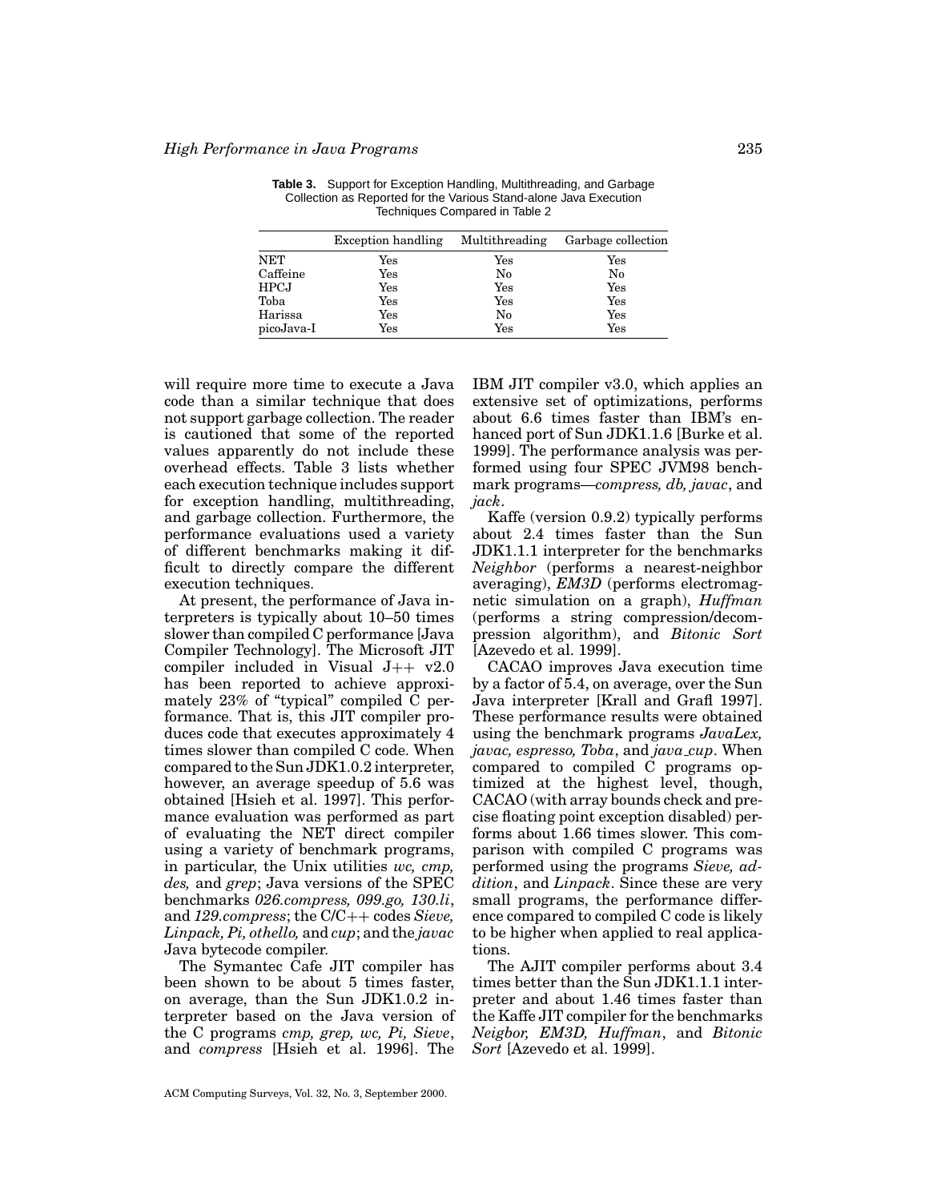**Table 3.** Support for Exception Handling, Multithreading, and Garbage Collection as Reported for the Various Stand-alone Java Execution Techniques Compared in Table 2

| | Exception handling | Multithreading | Garbage collection |
|---|---|---|---|
| NET | Yes | Yes | Yes |
| Caffeine | Yes | No | No |
| HPCJ | Yes | Yes | Yes |
| Toba | Yes | Yes | Yes |
| Harissa | Yes | No | Yes |
| picoJava-I | Yes | Yes | Yes |

will require more time to execute a Java code than a similar technique that does not support garbage collection. The reader is cautioned that some of the reported values apparently do not include these overhead effects. Table 3 lists whether each execution technique includes support for exception handling, multithreading, and garbage collection. Furthermore, the performance evaluations used a variety of different benchmarks making it difficult to directly compare the different execution techniques.

At present, the performance of Java interpreters is typically about 10–50 times slower than compiled C performance [Java Compiler Technology]. The Microsoft JIT compiler included in Visual J++ v2.0 has been reported to achieve approximately 23% of "typical" compiled C performance. That is, this JIT compiler produces code that executes approximately 4 times slower than compiled C code. When compared to the Sun JDK1.0.2 interpreter, however, an average speedup of 5.6 was obtained [Hsieh et al. 1997]. This performance evaluation was performed as part of evaluating the NET direct compiler using a variety of benchmark programs, in particular, the Unix utilities *wc, cmp, des,* and *grep*; Java versions of the SPEC benchmarks *026.compress, 099.go, 130.li*, and *129.compress*; the C/C++ codes *Sieve, Linpack, Pi, othello,* and *cup*; and the *javac* Java bytecode compiler.

The Symantec Cafe JIT compiler has been shown to be about 5 times faster, on average, than the Sun JDK1.0.2 interpreter based on the Java version of the C programs *cmp, grep, wc, Pi, Sieve*, and *compress* [Hsieh et al. 1996]. The IBM JIT compiler v3.0, which applies an extensive set of optimizations, performs about 6.6 times faster than IBM's enhanced port of Sun JDK1.1.6 [Burke et al. 1999]. The performance analysis was performed using four SPEC JVM98 benchmark programs—*compress, db, javac*, and *jack*.

Kaffe (version 0.9.2) typically performs about 2.4 times faster than the Sun JDK1.1.1 interpreter for the benchmarks *Neighbor* (performs a nearest-neighbor averaging), *EM3D* (performs electromagnetic simulation on a graph), *Huffman* (performs a string compression/decompression algorithm), and *Bitonic Sort* [Azevedo et al. 1999].

CACAO improves Java execution time by a factor of 5.4, on average, over the Sun Java interpreter [Krall and Grafl 1997]. These performance results were obtained using the benchmark programs *JavaLex, javac, espresso, Toba*, and *java_cup*. When compared to compiled C programs optimized at the highest level, though, CACAO (with array bounds check and precise floating point exception disabled) performs about 1.66 times slower. This comparison with compiled C programs was performed using the programs *Sieve, addition*, and *Linpack*. Since these are very small programs, the performance difference compared to compiled C code is likely to be higher when applied to real applications.

The AJIT compiler performs about 3.4 times better than the Sun JDK1.1.1 interpreter and about 1.46 times faster than the Kaffe JIT compiler for the benchmarks *Neigbor, EM3D, Huffman*, and *Bitonic Sort* [Azevedo et al. 1999].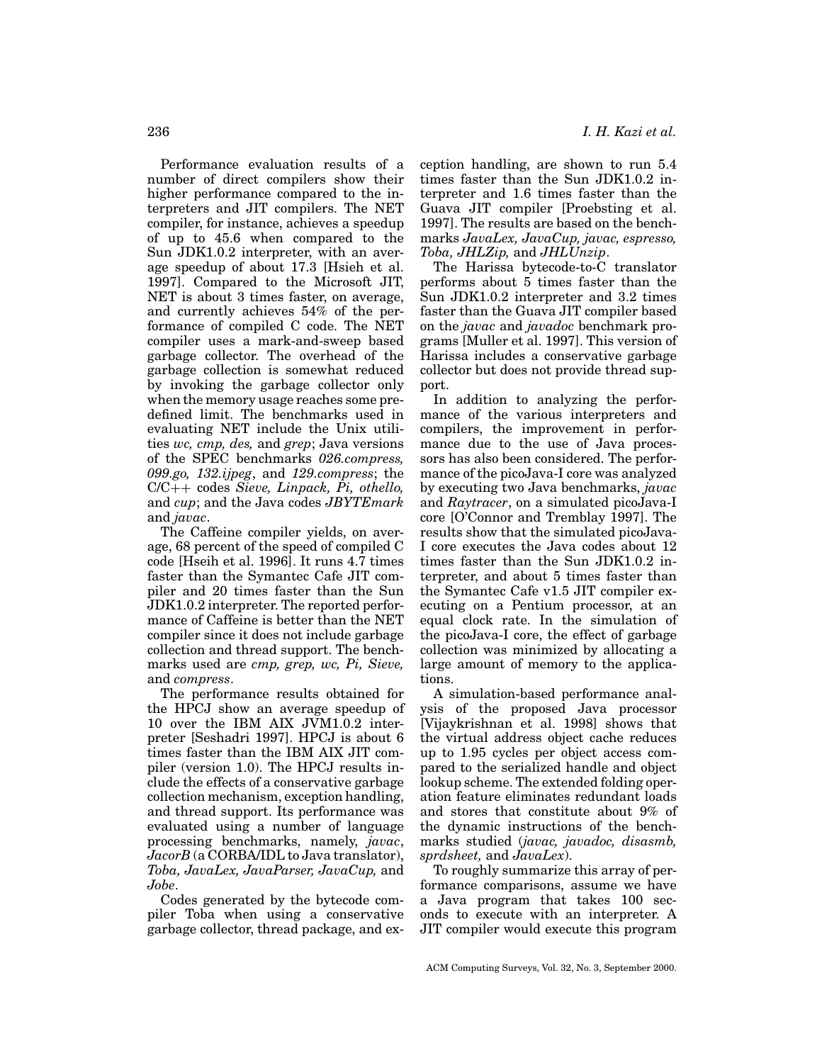Performance evaluation results of a number of direct compilers show their higher performance compared to the interpreters and JIT compilers. The NET compiler, for instance, achieves a speedup of up to 45.6 when compared to the Sun JDK1.0.2 interpreter, with an average speedup of about 17.3 [Hsieh et al. 1997]. Compared to the Microsoft JIT, NET is about 3 times faster, on average, and currently achieves 54% of the performance of compiled C code. The NET compiler uses a mark-and-sweep based garbage collector. The overhead of the garbage collection is somewhat reduced by invoking the garbage collector only when the memory usage reaches some predefined limit. The benchmarks used in evaluating NET include the Unix utilities *wc, cmp, des,* and *grep*; Java versions of the SPEC benchmarks *026.compress, 099.go, 132.ijpeg*, and *129.compress*; the C/C++ codes *Sieve, Linpack, Pi, othello,* and *cup*; and the Java codes *JBYTEmark* and *javac*.

The Caffeine compiler yields, on average, 68 percent of the speed of compiled C code [Hseih et al. 1996]. It runs 4.7 times faster than the Symantec Cafe JIT compiler and 20 times faster than the Sun JDK1.0.2 interpreter. The reported performance of Caffeine is better than the NET compiler since it does not include garbage collection and thread support. The benchmarks used are *cmp, grep, wc, Pi, Sieve,* and *compress*.

The performance results obtained for the HPCJ show an average speedup of 10 over the IBM AIX JVM1.0.2 interpreter [Seshadri 1997]. HPCJ is about 6 times faster than the IBM AIX JIT compiler (version 1.0). The HPCJ results include the effects of a conservative garbage collection mechanism, exception handling, and thread support. Its performance was evaluated using a number of language processing benchmarks, namely, *javac*, *JacorB* (a CORBA/IDL to Java translator), *Toba, JavaLex, JavaParser, JavaCup,* and *Jobe*.

Codes generated by the bytecode compiler Toba when using a conservative garbage collector, thread package, and exception handling, are shown to run 5.4 times faster than the Sun JDK1.0.2 interpreter and 1.6 times faster than the Guava JIT compiler [Proebsting et al. 1997]. The results are based on the benchmarks *JavaLex, JavaCup, javac, espresso, Toba, JHLZip,* and *JHLUnzip*.

The Harissa bytecode-to-C translator performs about 5 times faster than the Sun JDK1.0.2 interpreter and 3.2 times faster than the Guava JIT compiler based on the *javac* and *javadoc* benchmark programs [Muller et al. 1997]. This version of Harissa includes a conservative garbage collector but does not provide thread support.

In addition to analyzing the performance of the various interpreters and compilers, the improvement in performance due to the use of Java processors has also been considered. The performance of the picoJava-I core was analyzed by executing two Java benchmarks, *javac* and *Raytracer*, on a simulated picoJava-I core [O'Connor and Tremblay 1997]. The results show that the simulated picoJava-I core executes the Java codes about 12 times faster than the Sun JDK1.0.2 interpreter, and about 5 times faster than the Symantec Cafe v1.5 JIT compiler executing on a Pentium processor, at an equal clock rate. In the simulation of the picoJava-I core, the effect of garbage collection was minimized by allocating a large amount of memory to the applications.

A simulation-based performance analysis of the proposed Java processor [Vijaykrishnan et al. 1998] shows that the virtual address object cache reduces up to 1.95 cycles per object access compared to the serialized handle and object lookup scheme. The extended folding operation feature eliminates redundant loads and stores that constitute about 9% of the dynamic instructions of the benchmarks studied (*javac, javadoc, disasmb, sprdsheet,* and *JavaLex*).

To roughly summarize this array of performance comparisons, assume we have a Java program that takes 100 seconds to execute with an interpreter. A JIT compiler would execute this program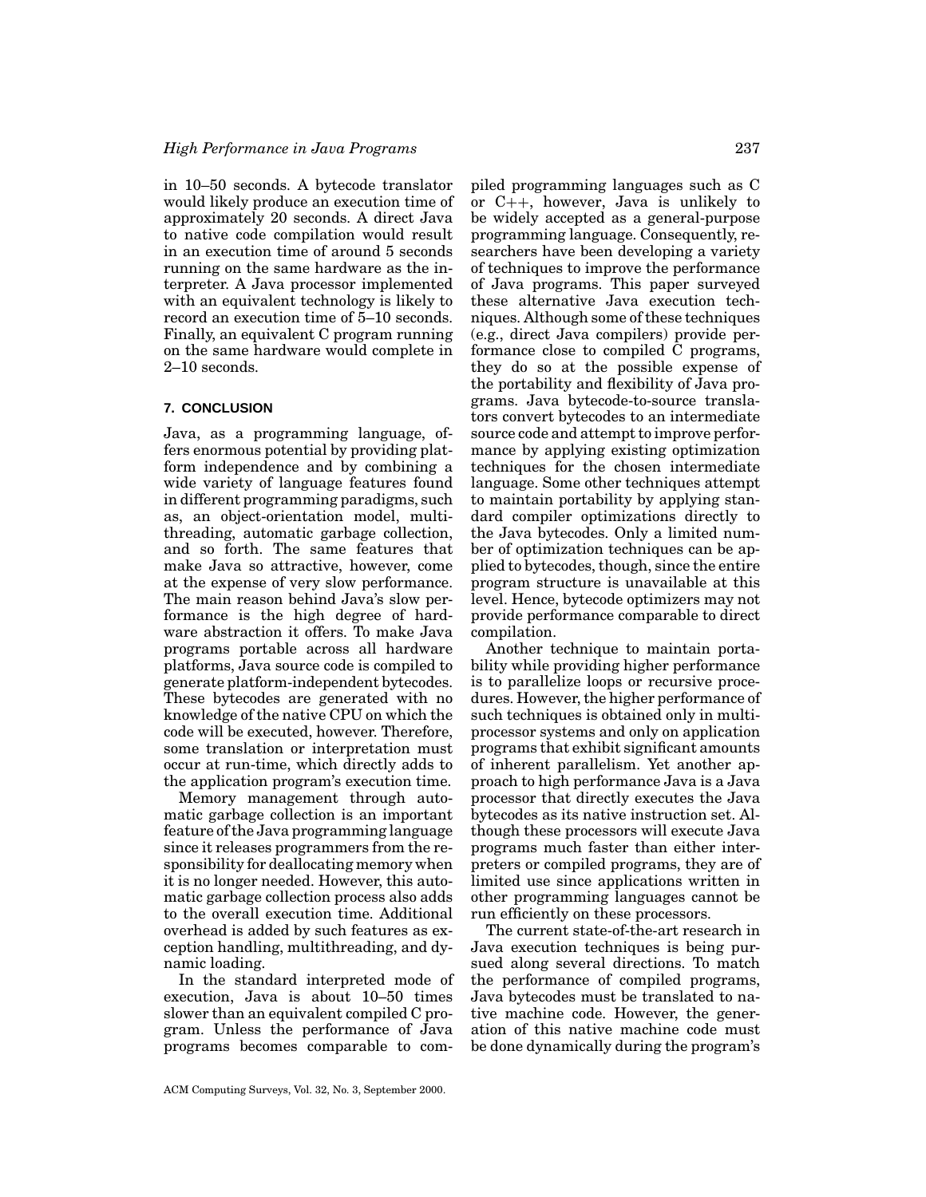in 10–50 seconds. A bytecode translator would likely produce an execution time of approximately 20 seconds. A direct Java to native code compilation would result in an execution time of around 5 seconds running on the same hardware as the interpreter. A Java processor implemented with an equivalent technology is likely to record an execution time of 5–10 seconds. Finally, an equivalent C program running on the same hardware would complete in 2–10 seconds.

## 7. CONCLUSION

Java, as a programming language, offers enormous potential by providing platform independence and by combining a wide variety of language features found in different programming paradigms, such as, an object-orientation model, multithreading, automatic garbage collection, and so forth. The same features that make Java so attractive, however, come at the expense of very slow performance. The main reason behind Java's slow performance is the high degree of hardware abstraction it offers. To make Java programs portable across all hardware platforms, Java source code is compiled to generate platform-independent bytecodes. These bytecodes are generated with no knowledge of the native CPU on which the code will be executed, however. Therefore, some translation or interpretation must occur at run-time, which directly adds to the application program's execution time.

Memory management through automatic garbage collection is an important feature of the Java programming language since it releases programmers from the responsibility for deallocating memory when it is no longer needed. However, this automatic garbage collection process also adds to the overall execution time. Additional overhead is added by such features as exception handling, multithreading, and dynamic loading.

In the standard interpreted mode of execution, Java is about 10–50 times slower than an equivalent compiled C program. Unless the performance of Java programs becomes comparable to compiled programming languages such as C or C++, however, Java is unlikely to be widely accepted as a general-purpose programming language. Consequently, researchers have been developing a variety of techniques to improve the performance of Java programs. This paper surveyed these alternative Java execution techniques. Although some of these techniques (e.g., direct Java compilers) provide performance close to compiled C programs, they do so at the possible expense of the portability and flexibility of Java programs. Java bytecode-to-source translators convert bytecodes to an intermediate source code and attempt to improve performance by applying existing optimization techniques for the chosen intermediate language. Some other techniques attempt to maintain portability by applying standard compiler optimizations directly to the Java bytecodes. Only a limited number of optimization techniques can be applied to bytecodes, though, since the entire program structure is unavailable at this level. Hence, bytecode optimizers may not provide performance comparable to direct compilation.

Another technique to maintain portability while providing higher performance is to parallelize loops or recursive procedures. However, the higher performance of such techniques is obtained only in multiprocessor systems and only on application programs that exhibit significant amounts of inherent parallelism. Yet another approach to high performance Java is a Java processor that directly executes the Java bytecodes as its native instruction set. Although these processors will execute Java programs much faster than either interpreters or compiled programs, they are of limited use since applications written in other programming languages cannot be run efficiently on these processors.

The current state-of-the-art research in Java execution techniques is being pursued along several directions. To match the performance of compiled programs, Java bytecodes must be translated to native machine code. However, the generation of this native machine code must be done dynamically during the program's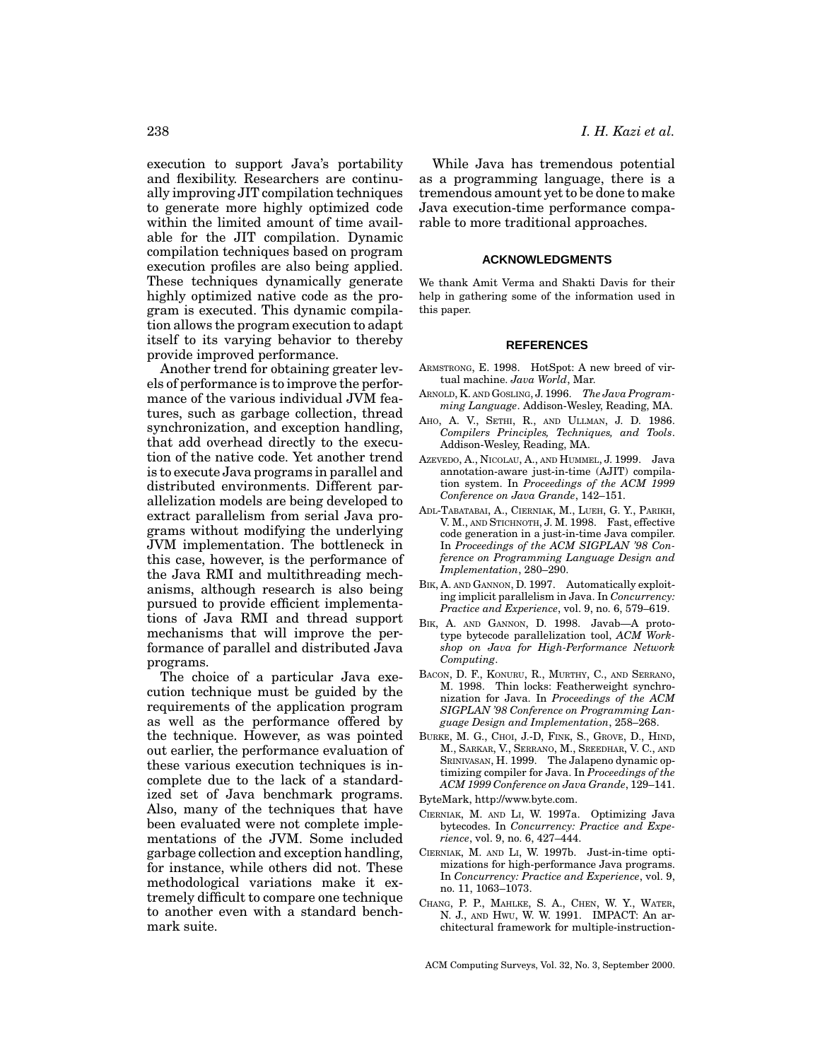execution to support Java's portability and flexibility. Researchers are continually improving JIT compilation techniques to generate more highly optimized code within the limited amount of time available for the JIT compilation. Dynamic compilation techniques based on program execution profiles are also being applied. These techniques dynamically generate highly optimized native code as the program is executed. This dynamic compilation allows the program execution to adapt itself to its varying behavior to thereby provide improved performance.

Another trend for obtaining greater levels of performance is to improve the performance of the various individual JVM features, such as garbage collection, thread synchronization, and exception handling, that add overhead directly to the execution of the native code. Yet another trend is to execute Java programs in parallel and distributed environments. Different parallelization models are being developed to extract parallelism from serial Java programs without modifying the underlying JVM implementation. The bottleneck in this case, however, is the performance of the Java RMI and multithreading mechanisms, although research is also being pursued to provide efficient implementations of Java RMI and thread support mechanisms that will improve the performance of parallel and distributed Java programs.

The choice of a particular Java execution technique must be guided by the requirements of the application program as well as the performance offered by the technique. However, as was pointed out earlier, the performance evaluation of these various execution techniques is incomplete due to the lack of a standardized set of Java benchmark programs. Also, many of the techniques that have been evaluated were not complete implementations of the JVM. Some included garbage collection and exception handling, for instance, while others did not. These methodological variations make it extremely difficult to compare one technique to another even with a standard benchmark suite.

While Java has tremendous potential as a programming language, there is a tremendous amount yet to be done to make Java execution-time performance comparable to more traditional approaches.

## ACKNOWLEDGMENTS

We thank Amit Verma and Shakti Davis for their help in gathering some of the information used in this paper.

## REFERENCES

ARMSTRONG, E. 1998. HotSpot: A new breed of virtual machine. *Java World*, Mar.

ARNOLD, K. AND GOSLING, J. 1996. *The Java Programming Language*. Addison-Wesley, Reading, MA.

AHO, A. V., SETHI, R., AND ULLMAN, J. D. 1986. *Compilers Principles, Techniques, and Tools*. Addison-Wesley, Reading, MA.

AZEVEDO, A., NICOLAU, A., AND HUMMEL, J. 1999. Java annotation-aware just-in-time (AJIT) compilation system. In *Proceedings of the ACM 1999 Conference on Java Grande*, 142–151.

ADL-TABATABAI, A., CIERNIAK, M., LUEH, G. Y., PARIKH, V. M., AND STICHNOTH, J. M. 1998. Fast, effective code generation in a just-in-time Java compiler. In *Proceedings of the ACM SIGPLAN '98 Conference on Programming Language Design and Implementation*, 280–290.

BIK, A. AND GANNON, D. 1997. Automatically exploiting implicit parallelism in Java. In *Concurrency: Practice and Experience*, vol. 9, no. 6, 579–619.

BIK, A. AND GANNON, D. 1998. Javab—A prototype bytecode parallelization tool, *ACM Workshop on Java for High-Performance Network Computing*.

BACON, D. F., KONURU, R., MURTHY, C., AND SERRANO, M. 1998. Thin locks: Featherweight synchronization for Java. In *Proceedings of the ACM SIGPLAN '98 Conference on Programming Language Design and Implementation*, 258–268.

BURKE, M. G., CHOI, J.-D, FINK, S., GROVE, D., HIND, M., SARKAR, V., SERRANO, M., SREEDHAR, V. C., AND SRINIVASAN, H. 1999. The Jalapeno dynamic optimizing compiler for Java. In *Proceedings of the ACM 1999 Conference on Java Grande*, 129–141.

ByteMark, http://www.byte.com.

CIERNIAK, M. AND LI, W. 1997a. Optimizing Java bytecodes. In *Concurrency: Practice and Experience*, vol. 9, no. 6, 427–444.

CIERNIAK, M. AND LI, W. 1997b. Just-in-time optimizations for high-performance Java programs. In *Concurrency: Practice and Experience*, vol. 9, no. 11, 1063–1073.

CHANG, P. P., MAHLKE, S. A., CHEN, W. Y., WATER, N. J., AND HWU, W. W. 1991. IMPACT: An architectural framework for multiple-instruction-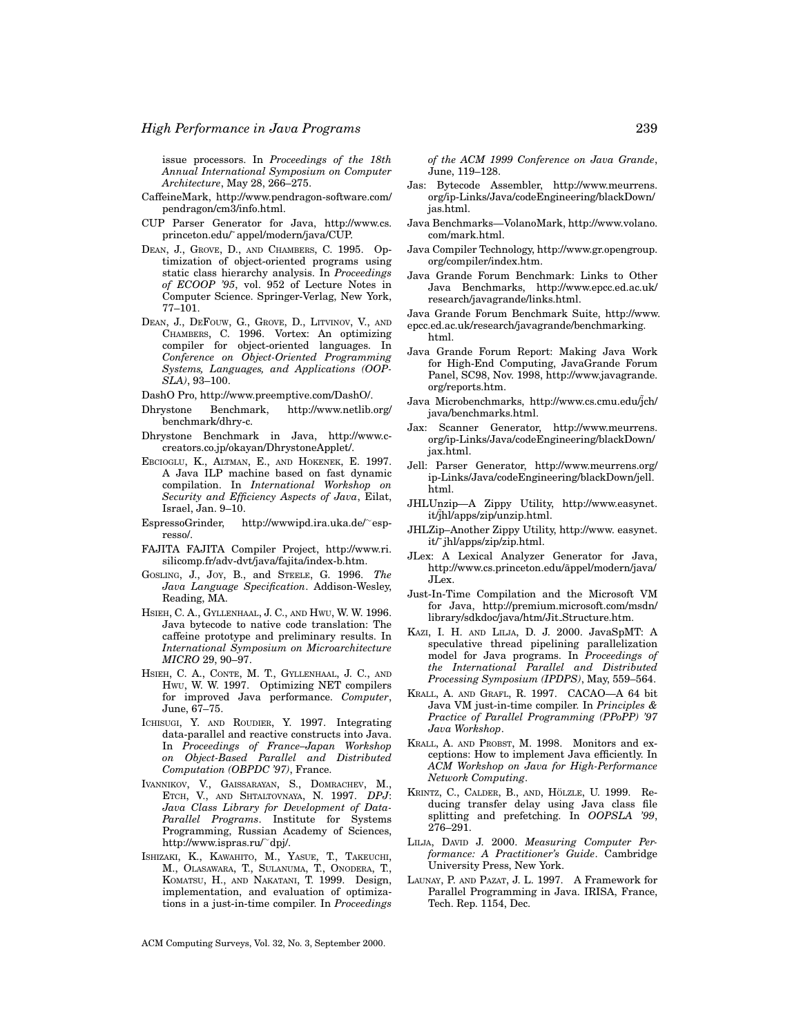issue processors. In *Proceedings of the 18th Annual International Symposium on Computer Architecture*, May 28, 266–275.

CaffeineMark, http://www.pendragon-software.com/pendragon/cm3/info.html.

CUP Parser Generator for Java, http://www.cs.princeton.edu/~appel/modern/java/CUP.

DEAN, J., GROVE, D., AND CHAMBERS, C. 1995. Optimization of object-oriented programs using static class hierarchy analysis. In *Proceedings of ECOOP '95*, vol. 952 of Lecture Notes in Computer Science. Springer-Verlag, New York, 77–101.

DEAN, J., DEFOUW, G., GROVE, D., LITVINOV, V., AND CHAMBERS, C. 1996. Vortex: An optimizing compiler for object-oriented languages. In *Conference on Object-Oriented Programming Systems, Languages, and Applications (OOPSLA)*, 93–100.

DashO Pro, http://www.preemptive.com/DashO/.

Dhrystone Benchmark, http://www.netlib.org/benchmark/dhry-c.

Dhrystone Benchmark in Java, http://www.c-creators.co.jp/okayan/DhrystoneApplet/.

EBCIOGLU, K., ALTMAN, E., AND HOKENEK, E. 1997. A Java ILP machine based on fast dynamic compilation. In *International Workshop on Security and Efficiency Aspects of Java*, Eilat, Israel, Jan. 9–10.

EspressoGrinder, http://wwwipd.ira.uka.de/~espresso/.

FAJITA FAJITA Compiler Project, http://www.ri.silicomp.fr/adv-dvt/java/fajita/index-b.htm.

GOSLING, J., JOY, B., and STEELE, G. 1996. *The Java Language Specification*. Addison-Wesley, Reading, MA.

HSIEH, C. A., GYLLENHAAL, J. C., AND HWU, W. W. 1996. Java bytecode to native code translation: The caffeine prototype and preliminary results. In *International Symposium on Microarchitecture MICRO* 29, 90–97.

HSIEH, C. A., CONTE, M. T., GYLLENHAAL, J. C., AND HWU, W. W. 1997. Optimizing NET compilers for improved Java performance. *Computer*, June, 67–75.

ICHISUGI, Y. AND ROUDIER, Y. 1997. Integrating data-parallel and reactive constructs into Java. In *Proceedings of France–Japan Workshop on Object-Based Parallel and Distributed Computation (OBPDC '97)*, France.

IVANNIKOV, V., GAISSARAYAN, S., DOMRACHEV, M., ETCH, V., AND SHTALTOVNAYA, N. 1997. *DPJ: Java Class Library for Development of Data-Parallel Programs*. Institute for Systems Programming, Russian Academy of Sciences, http://www.ispras.ru/~dpj/.

ISHIZAKI, K., KAWAHITO, M., YASUE, T., TAKEUCHI, M., OLASAWARA, T., SULANUMA, T., ONODERA, T., KOMATSU, H., AND NAKATANI, T. 1999. Design, implementation, and evaluation of optimizations in a just-in-time compiler. In *Proceedings of the ACM 1999 Conference on Java Grande*, June, 119–128.

Jas: Bytecode Assembler, http://www.meurrens.org/ip-Links/Java/codeEngineering/blackDown/jas.html.

Java Benchmarks—VolanoMark, http://www.volano.com/mark.html.

Java Compiler Technology, http://www.gr.opengroup.org/compiler/index.htm.

Java Grande Forum Benchmark: Links to Other Java Benchmarks, http://www.epcc.ed.ac.uk/research/javagrande/links.html.

Java Grande Forum Benchmark Suite, http://www.epcc.ed.ac.uk/research/javagrande/benchmarking.html.

Java Grande Forum Report: Making Java Work for High-End Computing, JavaGrande Forum Panel, SC98, Nov. 1998, http://www.javagrande.org/reports.htm.

Java Microbenchmarks, http://www.cs.cmu.edu/~jch/java/benchmarks.html.

Jax: Scanner Generator, http://www.meurrens.org/ip-Links/Java/codeEngineering/blackDown/jax.html.

Jell: Parser Generator, http://www.meurrens.org/ip-Links/Java/codeEngineering/blackDown/jell.html.

JHLUnzip—A Zippy Utility, http://www.easynet.it/jhl/apps/zip/unzip.html.

JHLZip–Another Zippy Utility, http://www. easynet.it/~jhl/apps/zip/zip.html.

JLex: A Lexical Analyzer Generator for Java, http://www.cs.princeton.edu/appel/modern/java/JLex.

Just-In-Time Compilation and the Microsoft VM for Java, http://premium.microsoft.com/msdn/library/sdkdoc/java/htm/Jit_Structure.htm.

KAZI, I. H. AND LILJA, D. J. 2000. JavaSpMT: A speculative thread pipelining parallelization model for Java programs. In *Proceedings of the International Parallel and Distributed Processing Symposium (IPDPS)*, May, 559–564.

KRALL, A. AND GRAFL, R. 1997. CACAO—A 64 bit Java VM just-in-time compiler. In *Principles & Practice of Parallel Programming (PPoPP) '97 Java Workshop*.

KRALL, A. AND PROBST, M. 1998. Monitors and exceptions: How to implement Java efficiently. In *ACM Workshop on Java for High-Performance Network Computing*.

KRINTZ, C., CALDER, B., AND, HÖLZLE, U. 1999. Reducing transfer delay using Java class file splitting and prefetching. In *OOPSLA '99*, 276–291.

LILJA, DAVID J. 2000. *Measuring Computer Performance: A Practitioner's Guide*. Cambridge University Press, New York.

LAUNAY, P. AND PAZAT, J. L. 1997. A Framework for Parallel Programming in Java. IRISA, France, Tech. Rep. 1154, Dec.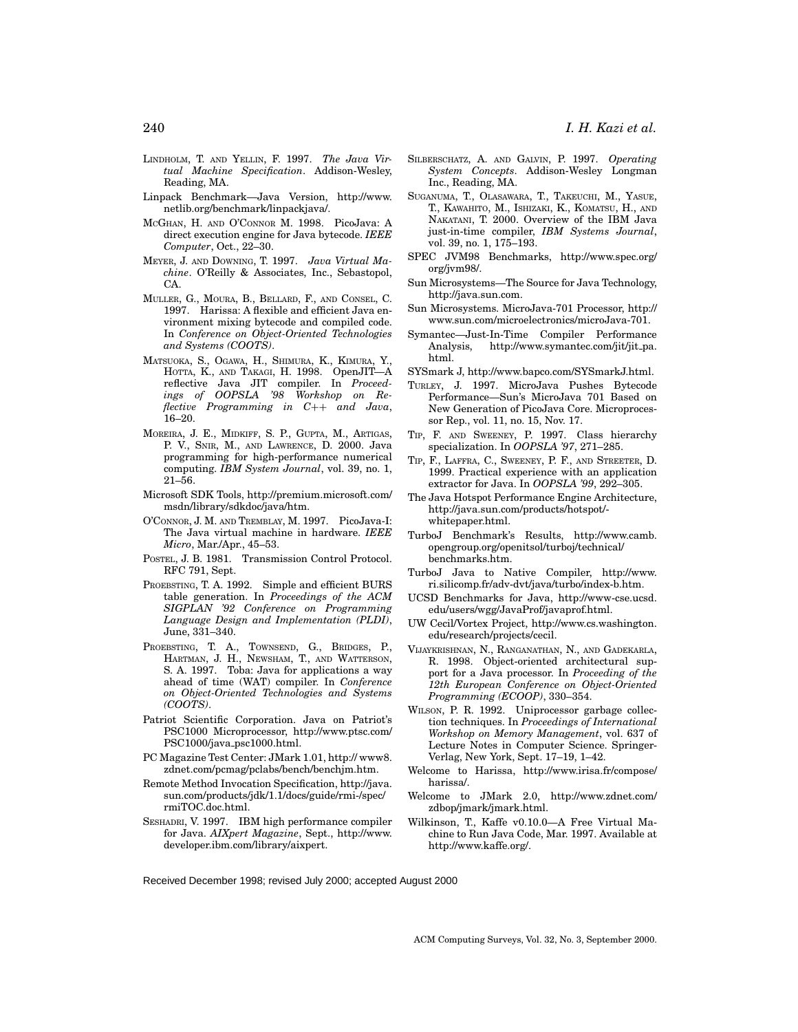LINDHOLM, T. AND YELLIN, F. 1997. *The Java Virtual Machine Specification*. Addison-Wesley, Reading, MA.

Linpack Benchmark—Java Version, http://www.netlib.org/benchmark/linpackjava/.

MCGHAN, H. AND O'CONNOR M. 1998. PicoJava: A direct execution engine for Java bytecode. *IEEE Computer*, Oct., 22–30.

MEYER, J. AND DOWNING, T. 1997. *Java Virtual Machine*. O'Reilly & Associates, Inc., Sebastopol, CA.

MULLER, G., MOURA, B., BELLARD, F., AND CONSEL, C. 1997. Harissa: A flexible and efficient Java environment mixing bytecode and compiled code. In *Conference on Object-Oriented Technologies and Systems (COOTS)*.

MATSUOKA, S., OGAWA, H., SHIMURA, K., KIMURA, Y., HOTTA, K., AND TAKAGI, H. 1998. OpenJIT—A reflective Java JIT compiler. In *Proceedings of OOPSLA '98 Workshop on Reflective Programming in C++ and Java*, 16–20.

MOREIRA, J. E., MIDKIFF, S. P., GUPTA, M., ARTIGAS, P. V., SNIR, M., AND LAWRENCE, D. 2000. Java programming for high-performance numerical computing. *IBM System Journal*, vol. 39, no. 1, 21–56.

Microsoft SDK Tools, http://premium.microsoft.com/msdn/library/sdkdoc/java/htm.

O'CONNOR, J. M. AND TREMBLAY, M. 1997. PicoJava-I: The Java virtual machine in hardware. *IEEE Micro*, Mar./Apr., 45–53.

POSTEL, J. B. 1981. Transmission Control Protocol. RFC 791, Sept.

PROEBSTING, T. A. 1992. Simple and efficient BURS table generation. In *Proceedings of the ACM SIGPLAN '92 Conference on Programming Language Design and Implementation (PLDI)*, June, 331–340.

PROEBSTING, T. A., TOWNSEND, G., BRIDGES, P., HARTMAN, J. H., NEWSHAM, T., AND WATTERSON, S. A. 1997. Toba: Java for applications a way ahead of time (WAT) compiler. In *Conference on Object-Oriented Technologies and Systems (COOTS)*.

Patriot Scientific Corporation. Java on Patriot's PSC1000 Microprocessor, http://www.ptsc.com/PSC1000/java_psc1000.html.

PC Magazine Test Center: JMark 1.01, http:// www8.zdnet.com/pcmag/pclabs/bench/benchjm.htm.

Remote Method Invocation Specification, http://java.sun.com/products/jdk/1.1/docs/guide/rmi-/spec/rmiTOC.doc.html.

SESHADRI, V. 1997. IBM high performance compiler for Java. *AIXpert Magazine*, Sept., http://www.developer.ibm.com/library/aixpert.

SILBERSCHATZ, A. AND GALVIN, P. 1997. *Operating System Concepts*. Addison-Wesley Longman Inc., Reading, MA.

SUGANUMA, T., OLASAWARA, T., TAKEUCHI, M., YASUE, T., KAWAHITO, M., ISHIZAKI, K., KOMATSU, H., AND NAKATANI, T. 2000. Overview of the IBM Java just-in-time compiler, *IBM Systems Journal*, vol. 39, no. 1, 175–193.

SPEC JVM98 Benchmarks, http://www.spec.org/org/jvm98/.

Sun Microsystems—The Source for Java Technology, http://java.sun.com.

Sun Microsystems. MicroJava-701 Processor, http://www.sun.com/microelectronics/microJava-701.

Symantec—Just-In-Time Compiler Performance Analysis, http://www.symantec.com/jit/jit_pa.html.

SYSmark J, http://www.bapco.com/SYSmarkJ.html.

TURLEY, J. 1997. MicroJava Pushes Bytecode Performance—Sun's MicroJava 701 Based on New Generation of PicoJava Core. Microprocessor Rep., vol. 11, no. 15, Nov. 17.

TIP, F. AND SWEENEY, P. 1997. Class hierarchy specialization. In *OOPSLA '97*, 271–285.

TIP, F., LAFFRA, C., SWEENEY, P. F., AND STREETER, D. 1999. Practical experience with an application extractor for Java. In *OOPSLA '99*, 292–305.

The Java Hotspot Performance Engine Architecture, http://java.sun.com/products/hotspot/-whitepaper.html.

TurboJ Benchmark's Results, http://www.camb.opengroup.org/openitsol/turboj/technical/benchmarks.htm.

TurboJ Java to Native Compiler, http://www.ri.silicomp.fr/adv-dvt/java/turbo/index-b.htm.

UCSD Benchmarks for Java, http://www-cse.ucsd.edu/users/wgg/JavaProf/javaprof.html.

UW Cecil/Vortex Project, http://www.cs.washington.edu/research/projects/cecil.

VIJAYKRISHNAN, N., RANGANATHAN, N., AND GADEKARLA, R. 1998. Object-oriented architectural support for a Java processor. In *Proceeding of the 12th European Conference on Object-Oriented Programming (ECOOP)*, 330–354.

WILSON, P. R. 1992. Uniprocessor garbage collection techniques. In *Proceedings of International Workshop on Memory Management*, vol. 637 of Lecture Notes in Computer Science. Springer-Verlag, New York, Sept. 17–19, 1–42.

Welcome to Harissa, http://www.irisa.fr/compose/harissa/.

Welcome to JMark 2.0, http://www.zdnet.com/zdbop/jmark/jmark.html.

Wilkinson, T., Kaffe v0.10.0—A Free Virtual Machine to Run Java Code, Mar. 1997. Available at http://www.kaffe.org/.

Received December 1998; revised July 2000; accepted August 2000